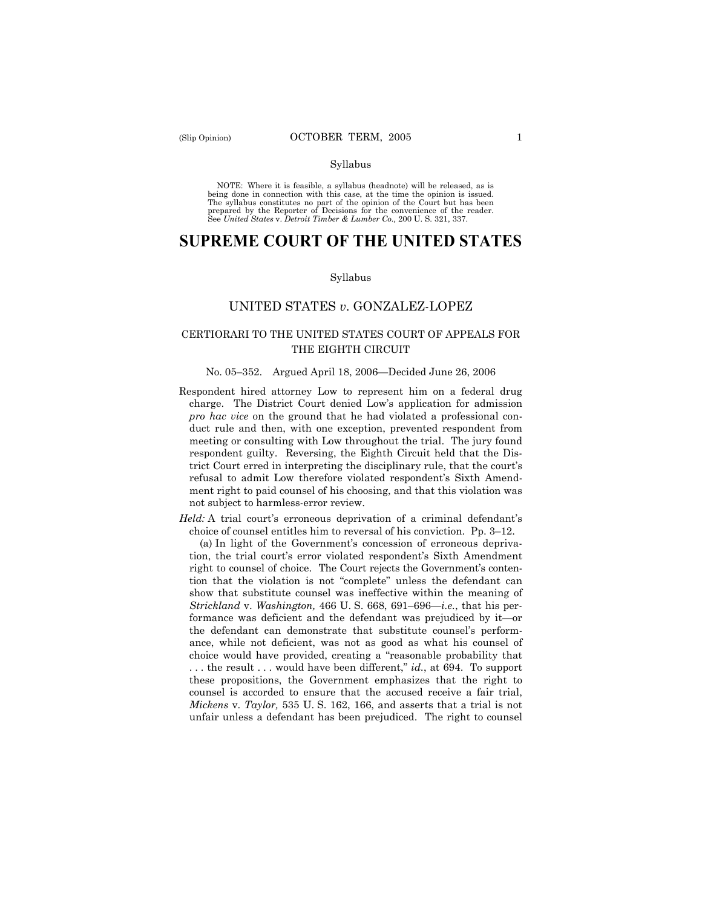Syllabus

NOTE: Where it is feasible, a syllabus (headnote) will be released, as is being done in connection with this case, at the time the opinion is issued. The syllabus constitutes no part of the opinion of the Court but has been prepared by the Reporter of Decisions for the convenience of the reader. See *United States* v. *Detroit Timber & Lumber Co.,* 200 U. S. 321, 337.

# SUPREME COURT OF THE UNITED STATES

Syllabus

## UNITED STATES *v*. GONZALEZ-LOPEZ

### CERTIORARI TO THE UNITED STATES COURT OF APPEALS FOR THE EIGHTH CIRCUIT

No. 05–352. Argued April 18, 2006—Decided June 26, 2006

Respondent hired attorney Low to represent him on a federal drug charge. The District Court denied Low's application for admission *pro hac vice* on the ground that he had violated a professional conduct rule and then, with one exception, prevented respondent from meeting or consulting with Low throughout the trial. The jury found respondent guilty. Reversing, the Eighth Circuit held that the District Court erred in interpreting the disciplinary rule, that the court's refusal to admit Low therefore violated respondent's Sixth Amendment right to paid counsel of his choosing, and that this violation was not subject to harmless-error review.

*Held:* A trial court's erroneous deprivation of a criminal defendant's choice of counsel entitles him to reversal of his conviction. Pp. 3–12.

(a) In light of the Government's concession of erroneous deprivation, the trial court's error violated respondent's Sixth Amendment right to counsel of choice. The Court rejects the Government's contention that the violation is not "complete" unless the defendant can show that substitute counsel was ineffective within the meaning of *Strickland* v. *Washington,* 466 U. S. 668, 691–696—*i.e.*, that his performance was deficient and the defendant was prejudiced by it—or the defendant can demonstrate that substitute counsel's performance, while not deficient, was not as good as what his counsel of choice would have provided, creating a "reasonable probability that . . . the result . . . would have been different," *id.*, at 694. To support these propositions, the Government emphasizes that the right to counsel is accorded to ensure that the accused receive a fair trial, *Mickens* v. *Taylor,* 535 U. S. 162, 166, and asserts that a trial is not unfair unless a defendant has been prejudiced. The right to counsel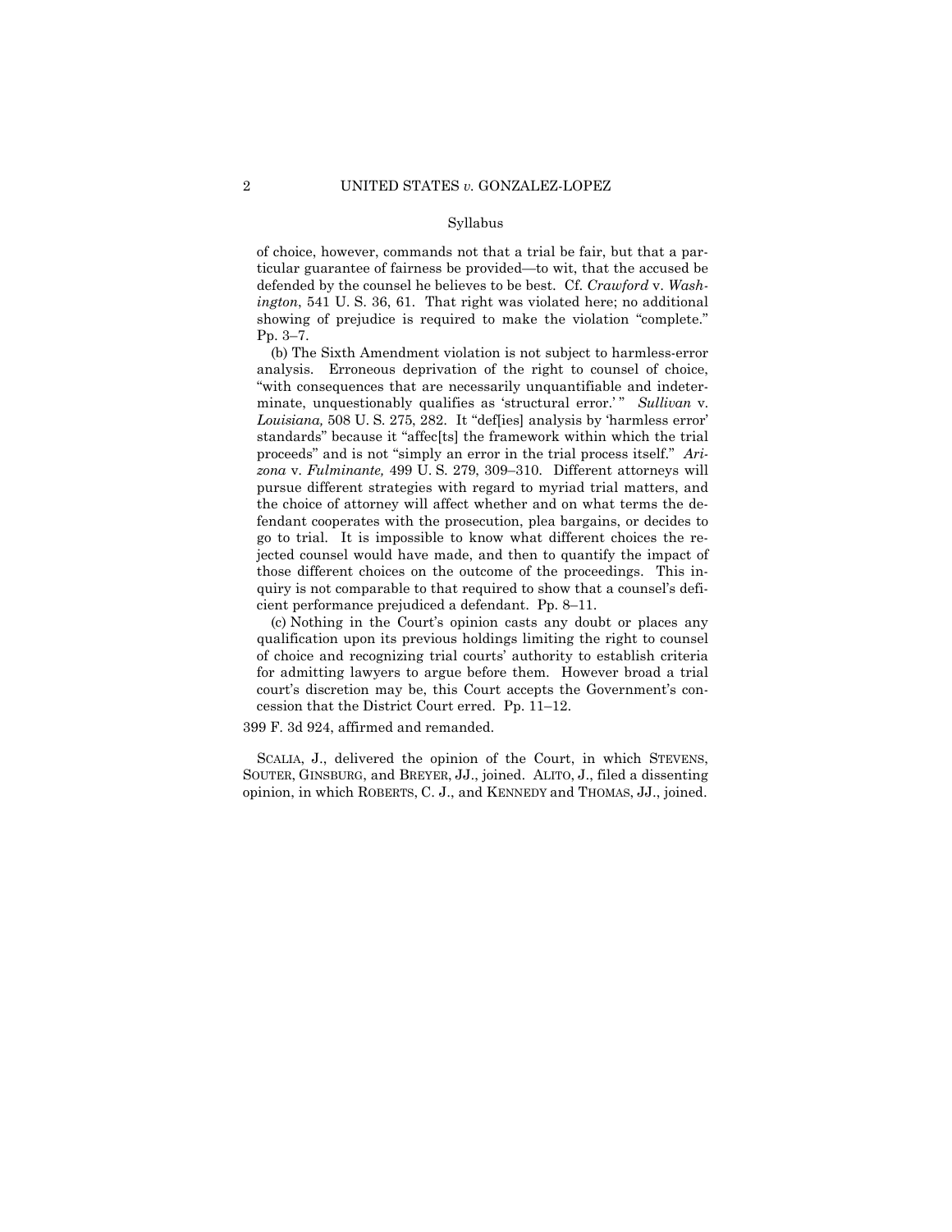of choice, however, commands not that a trial be fair, but that a particular guarantee of fairness be provided—to wit, that the accused be defended by the counsel he believes to be best. Cf. *Crawford* v. *Washington*, 541 U. S. 36, 61. That right was violated here; no additional showing of prejudice is required to make the violation "complete." Pp. 3–7.

(b) The Sixth Amendment violation is not subject to harmless-error analysis. Erroneous deprivation of the right to counsel of choice, "with consequences that are necessarily unquantifiable and indeterminate, unquestionably qualifies as 'structural error.' " *Sullivan* v. *Louisiana,* 508 U. S. 275, 282. It "def[ies] analysis by 'harmless error' standards" because it "affec[ts] the framework within which the trial proceeds" and is not "simply an error in the trial process itself." *Arizona* v. *Fulminante,* 499 U. S. 279, 309–310. Different attorneys will pursue different strategies with regard to myriad trial matters, and the choice of attorney will affect whether and on what terms the defendant cooperates with the prosecution, plea bargains, or decides to go to trial. It is impossible to know what different choices the rejected counsel would have made, and then to quantify the impact of those different choices on the outcome of the proceedings. This inquiry is not comparable to that required to show that a counsel's deficient performance prejudiced a defendant. Pp. 8–11.

(c) Nothing in the Court's opinion casts any doubt or places any qualification upon its previous holdings limiting the right to counsel of choice and recognizing trial courts' authority to establish criteria for admitting lawyers to argue before them. However broad a trial court's discretion may be, this Court accepts the Government's concession that the District Court erred. Pp. 11–12.

399 F. 3d 924, affirmed and remanded.

SCALIA, J., delivered the opinion of the Court, in which STEVENS, SOUTER, GINSBURG, and BREYER, JJ., joined. ALITO, J., filed a dissenting opinion, in which ROBERTS, C. J., and KENNEDY and THOMAS, JJ., joined.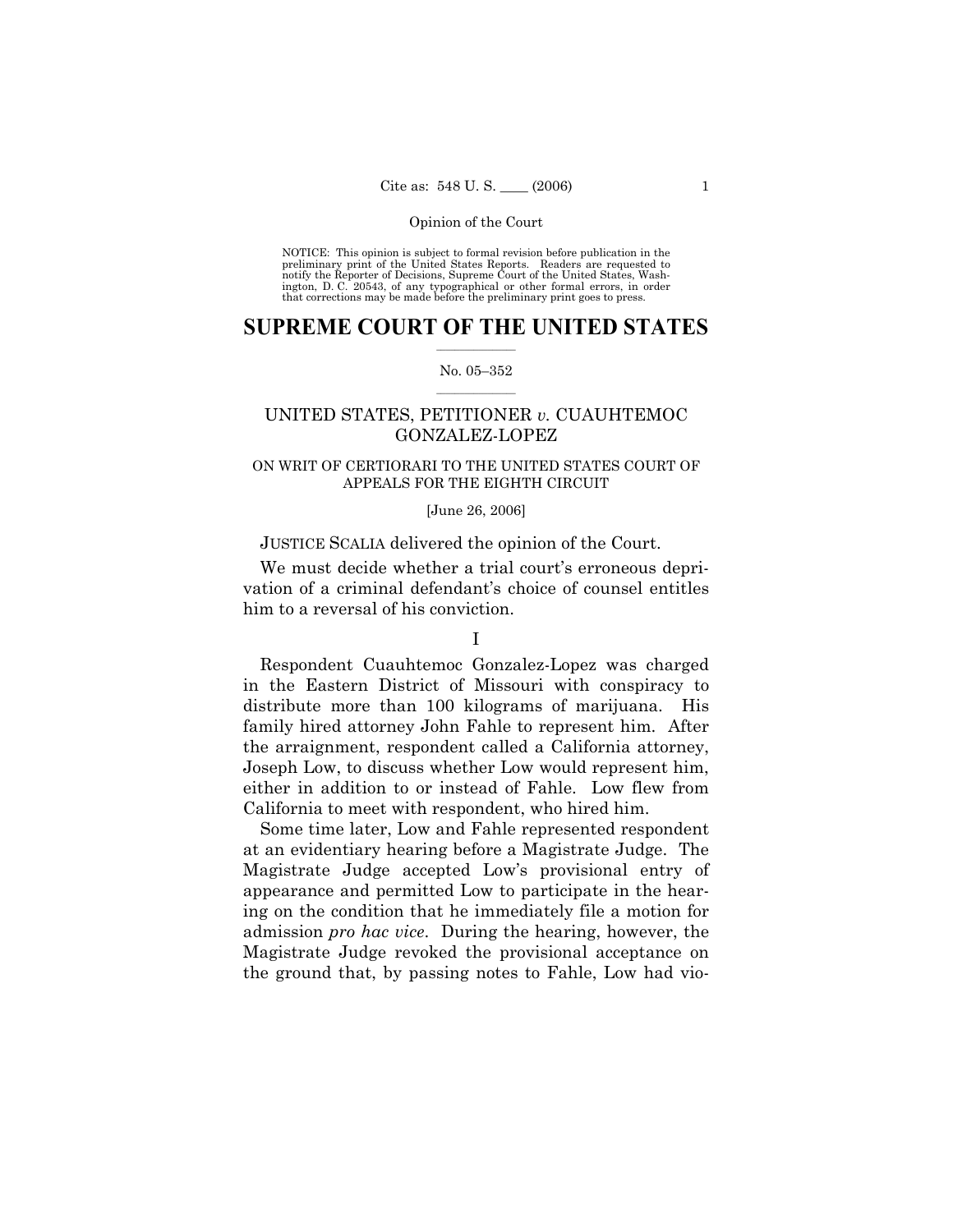NOTICE: This opinion is subject to formal revision before publication in the preliminary print of the United States Reports. Readers are requested to notify the Reporter of Decisions, Supreme Court of the United States, Washington, D. C. 20543, of any typographical or other formal errors, in order that corrections may be made before the preliminary print goes to press.

# SUPREME COURT OF THE UNITED STATES

No. 05–352

UNITED STATES, PETITIONER *v.* CUAUHTEMOC GONZALEZ-LOPEZ

ON WRIT OF CERTIORARI TO THE UNITED STATES COURT OF APPEALS FOR THE EIGHTH CIRCUIT

[June 26, 2006]

JUSTICE SCALIA delivered the opinion of the Court.

We must decide whether a trial court's erroneous deprivation of a criminal defendant's choice of counsel entitles him to a reversal of his conviction.

I

Respondent Cuauhtemoc Gonzalez-Lopez was charged in the Eastern District of Missouri with conspiracy to distribute more than 100 kilograms of marijuana. His family hired attorney John Fahle to represent him. After the arraignment, respondent called a California attorney, Joseph Low, to discuss whether Low would represent him, either in addition to or instead of Fahle. Low flew from California to meet with respondent, who hired him.

Some time later, Low and Fahle represented respondent at an evidentiary hearing before a Magistrate Judge. The Magistrate Judge accepted Low's provisional entry of appearance and permitted Low to participate in the hearing on the condition that he immediately file a motion for admission *pro hac vice*. During the hearing, however, the Magistrate Judge revoked the provisional acceptance on the ground that, by passing notes to Fahle, Low had vio-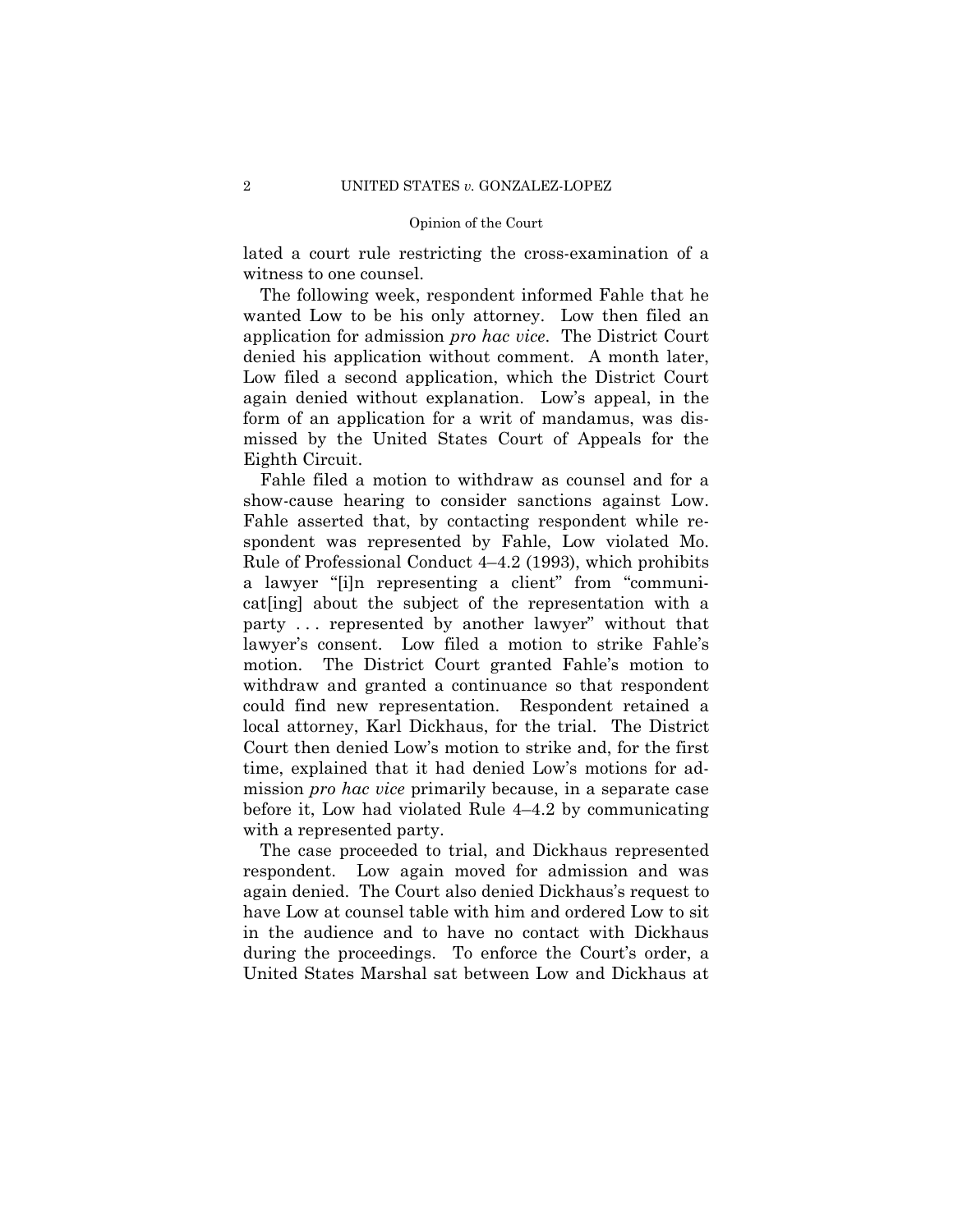lated a court rule restricting the cross-examination of a witness to one counsel.

The following week, respondent informed Fahle that he wanted Low to be his only attorney. Low then filed an application for admission *pro hac vice*. The District Court denied his application without comment. A month later, Low filed a second application, which the District Court again denied without explanation. Low's appeal, in the form of an application for a writ of mandamus, was dismissed by the United States Court of Appeals for the Eighth Circuit.

Fahle filed a motion to withdraw as counsel and for a show-cause hearing to consider sanctions against Low. Fahle asserted that, by contacting respondent while respondent was represented by Fahle, Low violated Mo. Rule of Professional Conduct 4–4.2 (1993), which prohibits a lawyer "[i]n representing a client" from "communicat[ing] about the subject of the representation with a party . . . represented by another lawyer" without that lawyer's consent. Low filed a motion to strike Fahle's motion. The District Court granted Fahle's motion to withdraw and granted a continuance so that respondent could find new representation. Respondent retained a local attorney, Karl Dickhaus, for the trial. The District Court then denied Low's motion to strike and, for the first time, explained that it had denied Low's motions for admission *pro hac vice* primarily because, in a separate case before it, Low had violated Rule 4–4.2 by communicating with a represented party.

The case proceeded to trial, and Dickhaus represented respondent. Low again moved for admission and was again denied. The Court also denied Dickhaus's request to have Low at counsel table with him and ordered Low to sit in the audience and to have no contact with Dickhaus during the proceedings. To enforce the Court's order, a United States Marshal sat between Low and Dickhaus at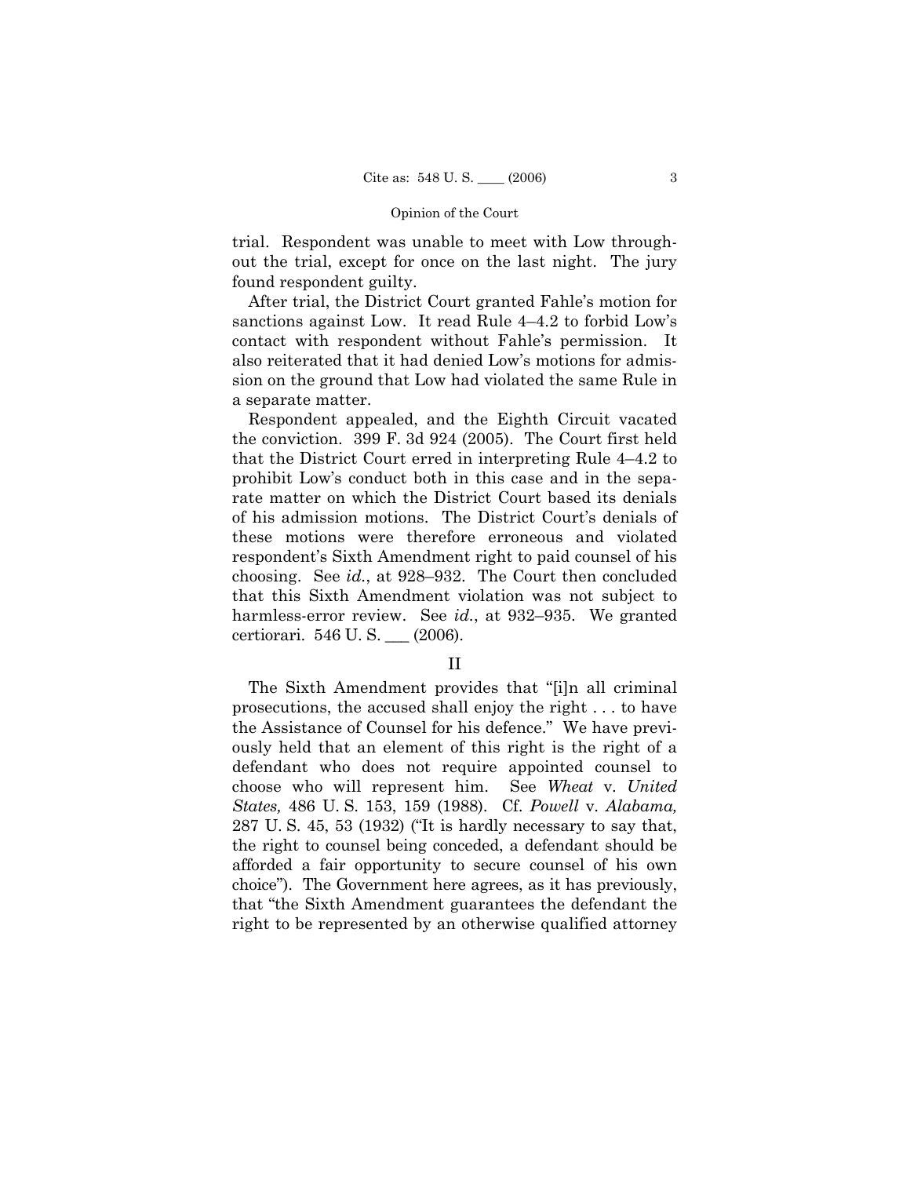trial. Respondent was unable to meet with Low throughout the trial, except for once on the last night. The jury found respondent guilty.

After trial, the District Court granted Fahle's motion for sanctions against Low. It read Rule 4–4.2 to forbid Low's contact with respondent without Fahle's permission. It also reiterated that it had denied Low's motions for admission on the ground that Low had violated the same Rule in a separate matter.

Respondent appealed, and the Eighth Circuit vacated the conviction. 399 F. 3d 924 (2005). The Court first held that the District Court erred in interpreting Rule 4–4.2 to prohibit Low's conduct both in this case and in the separate matter on which the District Court based its denials of his admission motions. The District Court's denials of these motions were therefore erroneous and violated respondent's Sixth Amendment right to paid counsel of his choosing. See *id.*, at 928–932. The Court then concluded that this Sixth Amendment violation was not subject to harmless-error review. See *id.*, at 932–935. We granted certiorari. 546 U. S. ___ (2006).

## II

The Sixth Amendment provides that "[i]n all criminal prosecutions, the accused shall enjoy the right . . . to have the Assistance of Counsel for his defence." We have previously held that an element of this right is the right of a defendant who does not require appointed counsel to choose who will represent him. See *Wheat* v. *United States,* 486 U. S. 153, 159 (1988). Cf. *Powell* v. *Alabama,* 287 U. S. 45, 53 (1932) ("It is hardly necessary to say that, the right to counsel being conceded, a defendant should be afforded a fair opportunity to secure counsel of his own choice"). The Government here agrees, as it has previously, that "the Sixth Amendment guarantees the defendant the right to be represented by an otherwise qualified attorney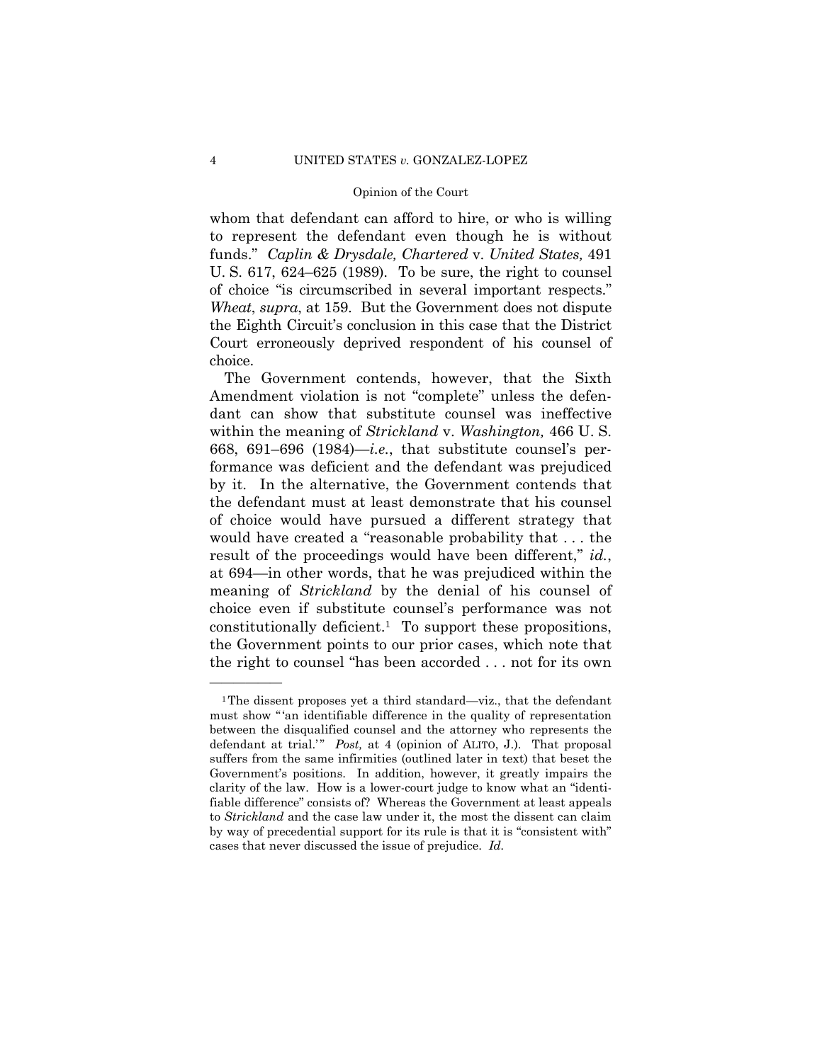whom that defendant can afford to hire, or who is willing to represent the defendant even though he is without funds." *Caplin & Drysdale, Chartered* v. *United States,* 491 U. S. 617, 624–625 (1989). To be sure, the right to counsel of choice "is circumscribed in several important respects." *Wheat*, *supra*, at 159. But the Government does not dispute the Eighth Circuit's conclusion in this case that the District Court erroneously deprived respondent of his counsel of choice.

The Government contends, however, that the Sixth Amendment violation is not "complete" unless the defendant can show that substitute counsel was ineffective within the meaning of *Strickland* v. *Washington,* 466 U. S. 668, 691–696 (1984)—*i.e.*, that substitute counsel's performance was deficient and the defendant was prejudiced by it. In the alternative, the Government contends that the defendant must at least demonstrate that his counsel of choice would have pursued a different strategy that would have created a "reasonable probability that . . . the result of the proceedings would have been different," *id.*, at 694—in other words, that he was prejudiced within the meaning of *Strickland* by the denial of his counsel of choice even if substitute counsel's performance was not constitutionally deficient.[1] To support these propositions, the Government points to our prior cases, which note that the right to counsel "has been accorded . . . not for its own

---

[1] The dissent proposes yet a third standard—viz., that the defendant must show "'an identifiable difference in the quality of representation between the disqualified counsel and the attorney who represents the defendant at trial.'" *Post,* at 4 (opinion of ALITO, J.). That proposal suffers from the same infirmities (outlined later in text) that beset the Government's positions. In addition, however, it greatly impairs the clarity of the law. How is a lower-court judge to know what an "identifiable difference" consists of? Whereas the Government at least appeals to *Strickland* and the case law under it, the most the dissent can claim by way of precedential support for its rule is that it is "consistent with" cases that never discussed the issue of prejudice. *Id.*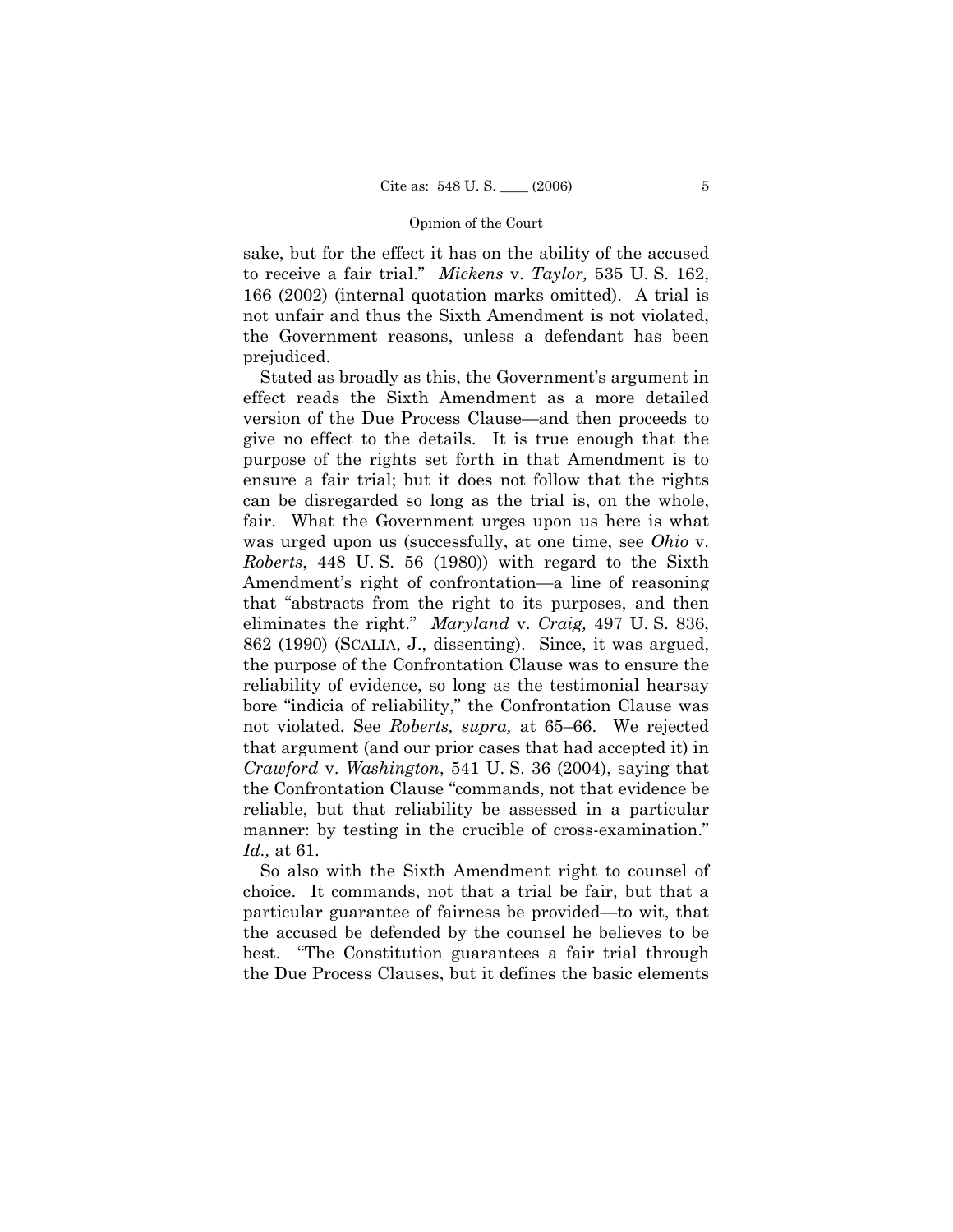sake, but for the effect it has on the ability of the accused to receive a fair trial." *Mickens* v. *Taylor,* 535 U. S. 162, 166 (2002) (internal quotation marks omitted). A trial is not unfair and thus the Sixth Amendment is not violated, the Government reasons, unless a defendant has been prejudiced.

Stated as broadly as this, the Government's argument in effect reads the Sixth Amendment as a more detailed version of the Due Process Clause—and then proceeds to give no effect to the details. It is true enough that the purpose of the rights set forth in that Amendment is to ensure a fair trial; but it does not follow that the rights can be disregarded so long as the trial is, on the whole, fair. What the Government urges upon us here is what was urged upon us (successfully, at one time, see *Ohio* v. *Roberts*, 448 U. S. 56 (1980)) with regard to the Sixth Amendment's right of confrontation—a line of reasoning that "abstracts from the right to its purposes, and then eliminates the right." *Maryland* v. *Craig,* 497 U. S. 836, 862 (1990) (SCALIA, J., dissenting). Since, it was argued, the purpose of the Confrontation Clause was to ensure the reliability of evidence, so long as the testimonial hearsay bore "indicia of reliability," the Confrontation Clause was not violated. See *Roberts, supra,* at 65–66. We rejected that argument (and our prior cases that had accepted it) in *Crawford* v. *Washington*, 541 U. S. 36 (2004), saying that the Confrontation Clause "commands, not that evidence be reliable, but that reliability be assessed in a particular manner: by testing in the crucible of cross-examination." *Id.,* at 61.

So also with the Sixth Amendment right to counsel of choice. It commands, not that a trial be fair, but that a particular guarantee of fairness be provided—to wit, that the accused be defended by the counsel he believes to be best. "The Constitution guarantees a fair trial through the Due Process Clauses, but it defines the basic elements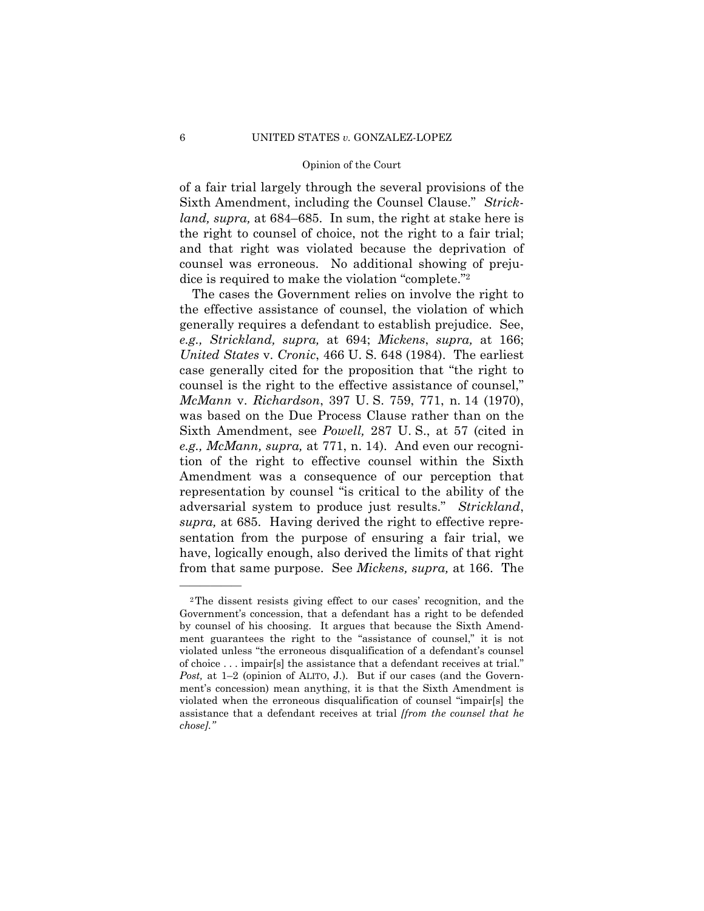of a fair trial largely through the several provisions of the Sixth Amendment, including the Counsel Clause." *Strickland, supra,* at 684–685. In sum, the right at stake here is the right to counsel of choice, not the right to a fair trial; and that right was violated because the deprivation of counsel was erroneous. No additional showing of prejudice is required to make the violation "complete."[2]

The cases the Government relies on involve the right to the effective assistance of counsel, the violation of which generally requires a defendant to establish prejudice. See, *e.g., Strickland, supra,* at 694; *Mickens*, *supra,* at 166; *United States* v. *Cronic*, 466 U. S. 648 (1984). The earliest case generally cited for the proposition that "the right to counsel is the right to the effective assistance of counsel," *McMann* v. *Richardson*, 397 U. S. 759, 771, n. 14 (1970), was based on the Due Process Clause rather than on the Sixth Amendment, see *Powell,* 287 U. S., at 57 (cited in *e.g., McMann, supra,* at 771, n. 14). And even our recognition of the right to effective counsel within the Sixth Amendment was a consequence of our perception that representation by counsel "is critical to the ability of the adversarial system to produce just results." *Strickland*, *supra,* at 685. Having derived the right to effective representation from the purpose of ensuring a fair trial, we have, logically enough, also derived the limits of that right from that same purpose. See *Mickens, supra,* at 166. The

---

[2]The dissent resists giving effect to our cases' recognition, and the Government's concession, that a defendant has a right to be defended by counsel of his choosing. It argues that because the Sixth Amendment guarantees the right to the "assistance of counsel," it is not violated unless "the erroneous disqualification of a defendant's counsel of choice . . . impair[s] the assistance that a defendant receives at trial." *Post,* at 1–2 (opinion of ALITO, J.). But if our cases (and the Government's concession) mean anything, it is that the Sixth Amendment is violated when the erroneous disqualification of counsel "impair[s] the assistance that a defendant receives at trial *[from the counsel that he chose]."*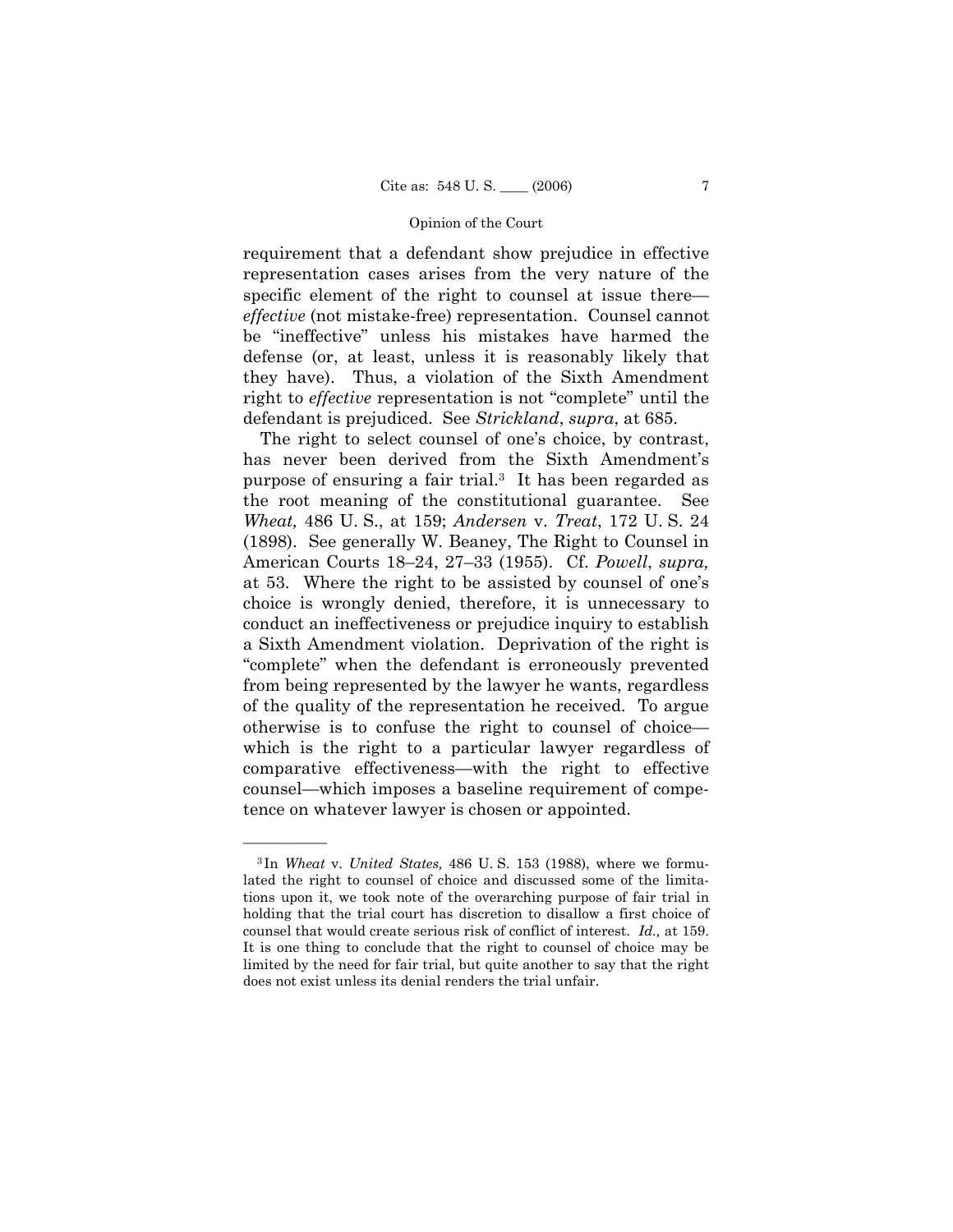requirement that a defendant show prejudice in effective representation cases arises from the very nature of the specific element of the right to counsel at issue there—*effective* (not mistake-free) representation. Counsel cannot be "ineffective" unless his mistakes have harmed the defense (or, at least, unless it is reasonably likely that they have). Thus, a violation of the Sixth Amendment right to *effective* representation is not "complete" until the defendant is prejudiced. See *Strickland*, *supra*, at 685.

The right to select counsel of one's choice, by contrast, has never been derived from the Sixth Amendment's purpose of ensuring a fair trial.[3] It has been regarded as the root meaning of the constitutional guarantee. See *Wheat,* 486 U. S., at 159; *Andersen* v. *Treat*, 172 U. S. 24 (1898). See generally W. Beaney, The Right to Counsel in American Courts 18–24, 27–33 (1955). Cf. *Powell*, *supra,* at 53. Where the right to be assisted by counsel of one's choice is wrongly denied, therefore, it is unnecessary to conduct an ineffectiveness or prejudice inquiry to establish a Sixth Amendment violation. Deprivation of the right is "complete" when the defendant is erroneously prevented from being represented by the lawyer he wants, regardless of the quality of the representation he received. To argue otherwise is to confuse the right to counsel of choice—which is the right to a particular lawyer regardless of comparative effectiveness—with the right to effective counsel—which imposes a baseline requirement of competence on whatever lawyer is chosen or appointed.

---

[3] In *Wheat* v. *United States,* 486 U. S. 153 (1988), where we formulated the right to counsel of choice and discussed some of the limitations upon it, we took note of the overarching purpose of fair trial in holding that the trial court has discretion to disallow a first choice of counsel that would create serious risk of conflict of interest. *Id.,* at 159. It is one thing to conclude that the right to counsel of choice may be limited by the need for fair trial, but quite another to say that the right does not exist unless its denial renders the trial unfair.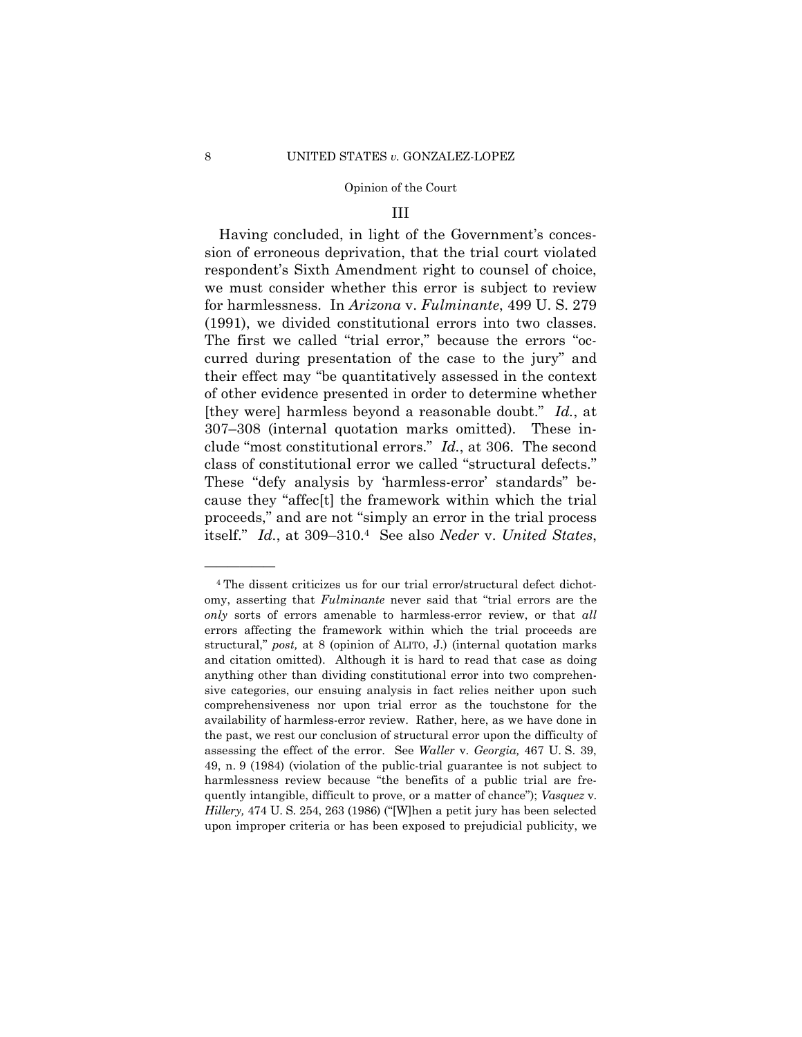## III

Having concluded, in light of the Government's concession of erroneous deprivation, that the trial court violated respondent's Sixth Amendment right to counsel of choice, we must consider whether this error is subject to review for harmlessness. In *Arizona* v. *Fulminante*, 499 U. S. 279 (1991), we divided constitutional errors into two classes. The first we called "trial error," because the errors "occurred during presentation of the case to the jury" and their effect may "be quantitatively assessed in the context of other evidence presented in order to determine whether [they were] harmless beyond a reasonable doubt." *Id.*, at 307–308 (internal quotation marks omitted). These include "most constitutional errors." *Id.*, at 306. The second class of constitutional error we called "structural defects." These "defy analysis by 'harmless-error' standards" because they "affec[t] the framework within which the trial proceeds," and are not "simply an error in the trial process itself." *Id.*, at 309–310.[4] See also *Neder* v. *United States*,

---

[4] The dissent criticizes us for our trial error/structural defect dichotomy, asserting that *Fulminante* never said that "trial errors are the *only* sorts of errors amenable to harmless-error review, or that *all* errors affecting the framework within which the trial proceeds are structural," *post,* at 8 (opinion of ALITO, J.) (internal quotation marks and citation omitted). Although it is hard to read that case as doing anything other than dividing constitutional error into two comprehensive categories, our ensuing analysis in fact relies neither upon such comprehensiveness nor upon trial error as the touchstone for the availability of harmless-error review. Rather, here, as we have done in the past, we rest our conclusion of structural error upon the difficulty of assessing the effect of the error. See *Waller* v. *Georgia,* 467 U. S. 39, 49, n. 9 (1984) (violation of the public-trial guarantee is not subject to harmlessness review because "the benefits of a public trial are frequently intangible, difficult to prove, or a matter of chance"); *Vasquez* v. *Hillery,* 474 U. S. 254, 263 (1986) ("[W]hen a petit jury has been selected upon improper criteria or has been exposed to prejudicial publicity, we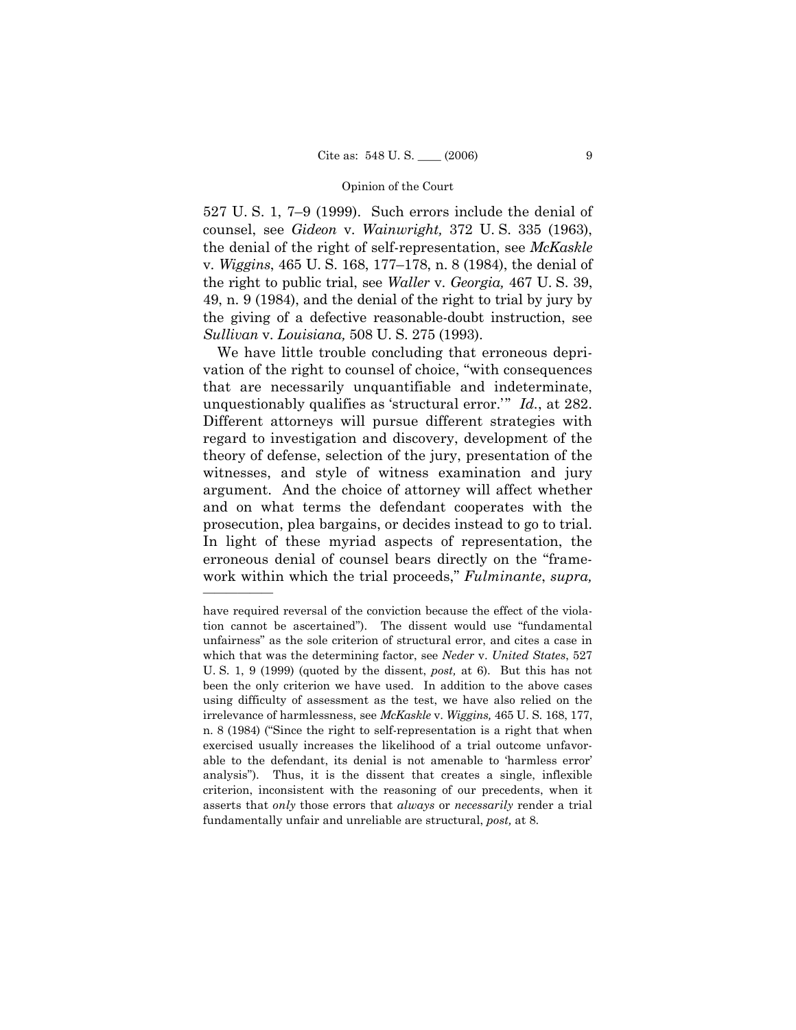527 U. S. 1, 7–9 (1999). Such errors include the denial of counsel, see *Gideon* v. *Wainwright,* 372 U. S. 335 (1963), the denial of the right of self-representation, see *McKaskle* v. *Wiggins*, 465 U. S. 168, 177–178, n. 8 (1984), the denial of the right to public trial, see *Waller* v. *Georgia,* 467 U. S. 39, 49, n. 9 (1984), and the denial of the right to trial by jury by the giving of a defective reasonable-doubt instruction, see *Sullivan* v. *Louisiana,* 508 U. S. 275 (1993).

We have little trouble concluding that erroneous deprivation of the right to counsel of choice, "with consequences that are necessarily unquantifiable and indeterminate, unquestionably qualifies as 'structural error.'" *Id.*, at 282. Different attorneys will pursue different strategies with regard to investigation and discovery, development of the theory of defense, selection of the jury, presentation of the witnesses, and style of witness examination and jury argument. And the choice of attorney will affect whether and on what terms the defendant cooperates with the prosecution, plea bargains, or decides instead to go to trial. In light of these myriad aspects of representation, the erroneous denial of counsel bears directly on the "framework within which the trial proceeds," *Fulminante*, *supra,*

---

have required reversal of the conviction because the effect of the violation cannot be ascertained"). The dissent would use "fundamental unfairness" as the sole criterion of structural error, and cites a case in which that was the determining factor, see *Neder* v. *United States*, 527 U. S. 1, 9 (1999) (quoted by the dissent, *post,* at 6). But this has not been the only criterion we have used. In addition to the above cases using difficulty of assessment as the test, we have also relied on the irrelevance of harmlessness, see *McKaskle* v. *Wiggins,* 465 U. S. 168, 177, n. 8 (1984) ("Since the right to self-representation is a right that when exercised usually increases the likelihood of a trial outcome unfavorable to the defendant, its denial is not amenable to 'harmless error' analysis"). Thus, it is the dissent that creates a single, inflexible criterion, inconsistent with the reasoning of our precedents, when it asserts that *only* those errors that *always* or *necessarily* render a trial fundamentally unfair and unreliable are structural, *post,* at 8.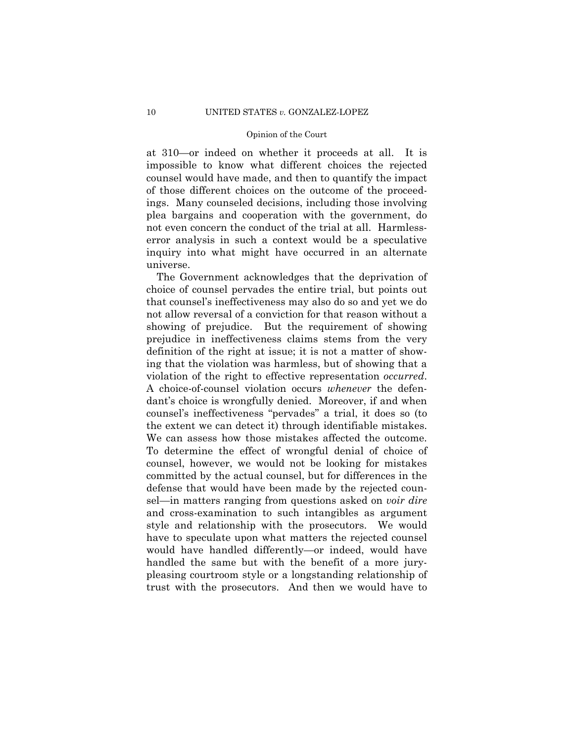at 310—or indeed on whether it proceeds at all. It is impossible to know what different choices the rejected counsel would have made, and then to quantify the impact of those different choices on the outcome of the proceedings. Many counseled decisions, including those involving plea bargains and cooperation with the government, do not even concern the conduct of the trial at all. Harmless-error analysis in such a context would be a speculative inquiry into what might have occurred in an alternate universe.

The Government acknowledges that the deprivation of choice of counsel pervades the entire trial, but points out that counsel's ineffectiveness may also do so and yet we do not allow reversal of a conviction for that reason without a showing of prejudice. But the requirement of showing prejudice in ineffectiveness claims stems from the very definition of the right at issue; it is not a matter of showing that the violation was harmless, but of showing that a violation of the right to effective representation *occurred*. A choice-of-counsel violation occurs *whenever* the defendant's choice is wrongfully denied. Moreover, if and when counsel's ineffectiveness "pervades" a trial, it does so (to the extent we can detect it) through identifiable mistakes. We can assess how those mistakes affected the outcome. To determine the effect of wrongful denial of choice of counsel, however, we would not be looking for mistakes committed by the actual counsel, but for differences in the defense that would have been made by the rejected counsel—in matters ranging from questions asked on *voir dire* and cross-examination to such intangibles as argument style and relationship with the prosecutors. We would have to speculate upon what matters the rejected counsel would have handled differently—or indeed, would have handled the same but with the benefit of a more jury-pleasing courtroom style or a longstanding relationship of trust with the prosecutors. And then we would have to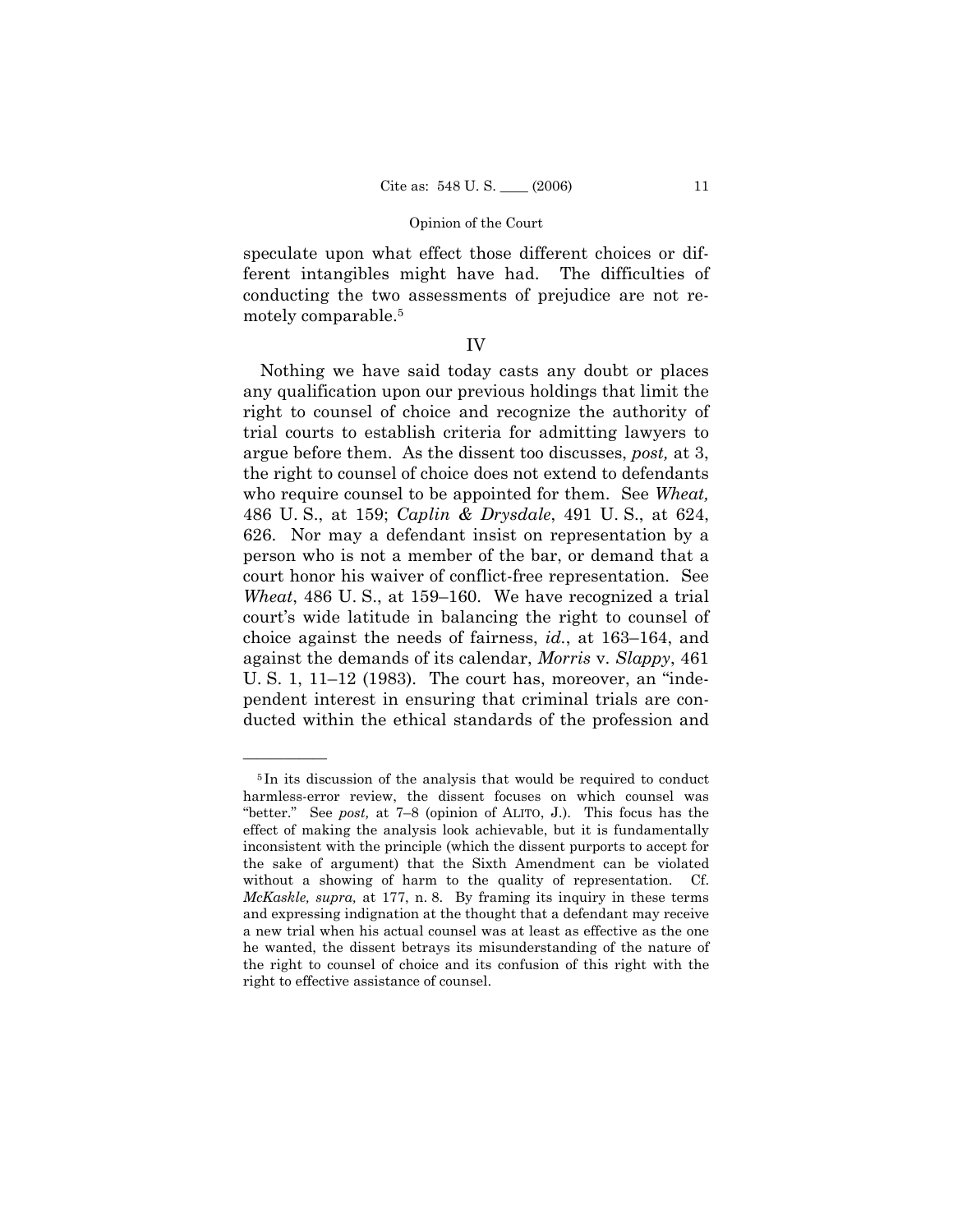speculate upon what effect those different choices or different intangibles might have had. The difficulties of conducting the two assessments of prejudice are not remotely comparable.[5]

## IV

Nothing we have said today casts any doubt or places any qualification upon our previous holdings that limit the right to counsel of choice and recognize the authority of trial courts to establish criteria for admitting lawyers to argue before them. As the dissent too discusses, *post,* at 3, the right to counsel of choice does not extend to defendants who require counsel to be appointed for them. See *Wheat,* 486 U. S., at 159; *Caplin & Drysdale*, 491 U. S., at 624, 626. Nor may a defendant insist on representation by a person who is not a member of the bar, or demand that a court honor his waiver of conflict-free representation. See *Wheat*, 486 U. S., at 159–160. We have recognized a trial court's wide latitude in balancing the right to counsel of choice against the needs of fairness, *id.*, at 163–164, and against the demands of its calendar, *Morris* v. *Slappy*, 461 U. S. 1, 11–12 (1983). The court has, moreover, an "independent interest in ensuring that criminal trials are conducted within the ethical standards of the profession and

---

[5] In its discussion of the analysis that would be required to conduct harmless-error review, the dissent focuses on which counsel was "better." See *post,* at 7–8 (opinion of ALITO, J.). This focus has the effect of making the analysis look achievable, but it is fundamentally inconsistent with the principle (which the dissent purports to accept for the sake of argument) that the Sixth Amendment can be violated without a showing of harm to the quality of representation. Cf. *McKaskle, supra,* at 177, n. 8. By framing its inquiry in these terms and expressing indignation at the thought that a defendant may receive a new trial when his actual counsel was at least as effective as the one he wanted, the dissent betrays its misunderstanding of the nature of the right to counsel of choice and its confusion of this right with the right to effective assistance of counsel.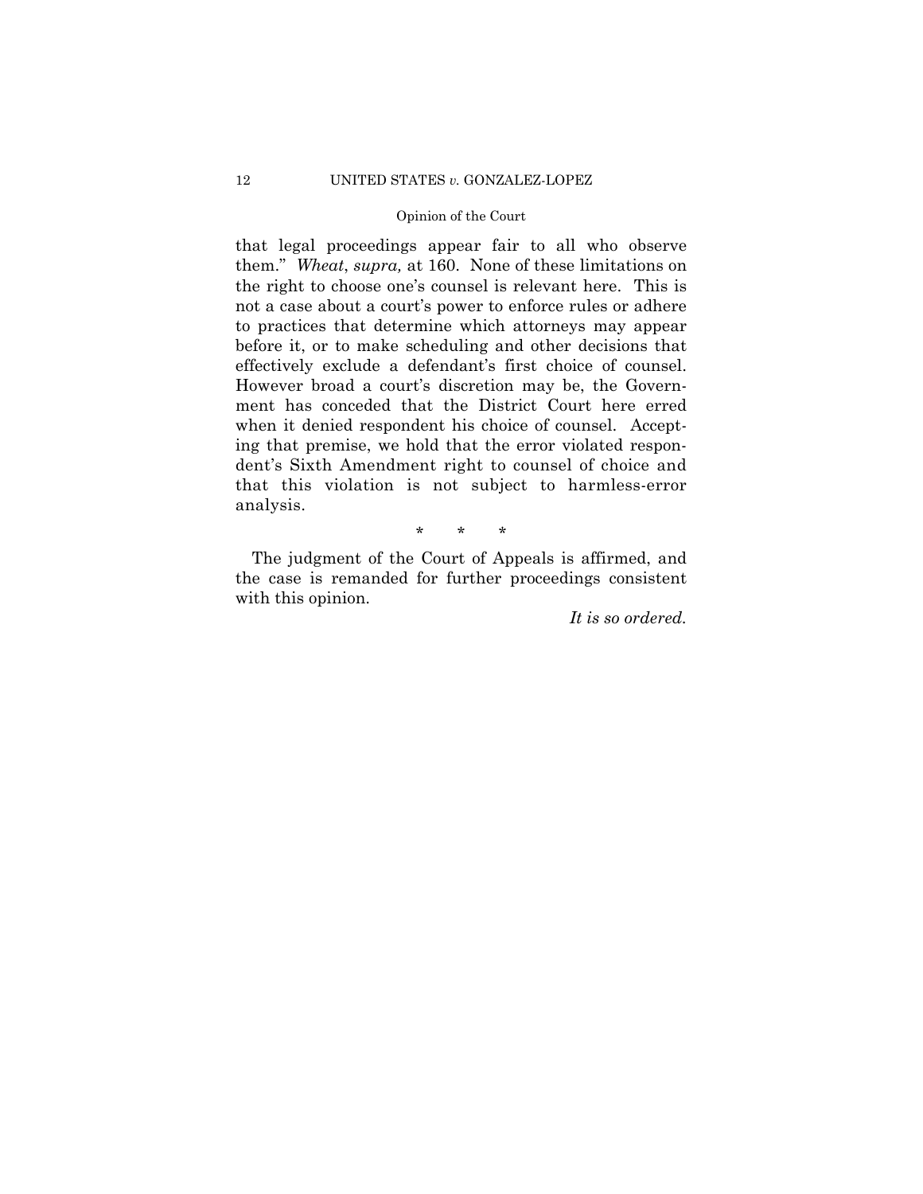that legal proceedings appear fair to all who observe them." *Wheat*, *supra,* at 160. None of these limitations on the right to choose one's counsel is relevant here. This is not a case about a court's power to enforce rules or adhere to practices that determine which attorneys may appear before it, or to make scheduling and other decisions that effectively exclude a defendant's first choice of counsel. However broad a court's discretion may be, the Government has conceded that the District Court here erred when it denied respondent his choice of counsel. Accepting that premise, we hold that the error violated respondent's Sixth Amendment right to counsel of choice and that this violation is not subject to harmless-error analysis.

\* \* \*

The judgment of the Court of Appeals is affirmed, and the case is remanded for further proceedings consistent with this opinion.

*It is so ordered.*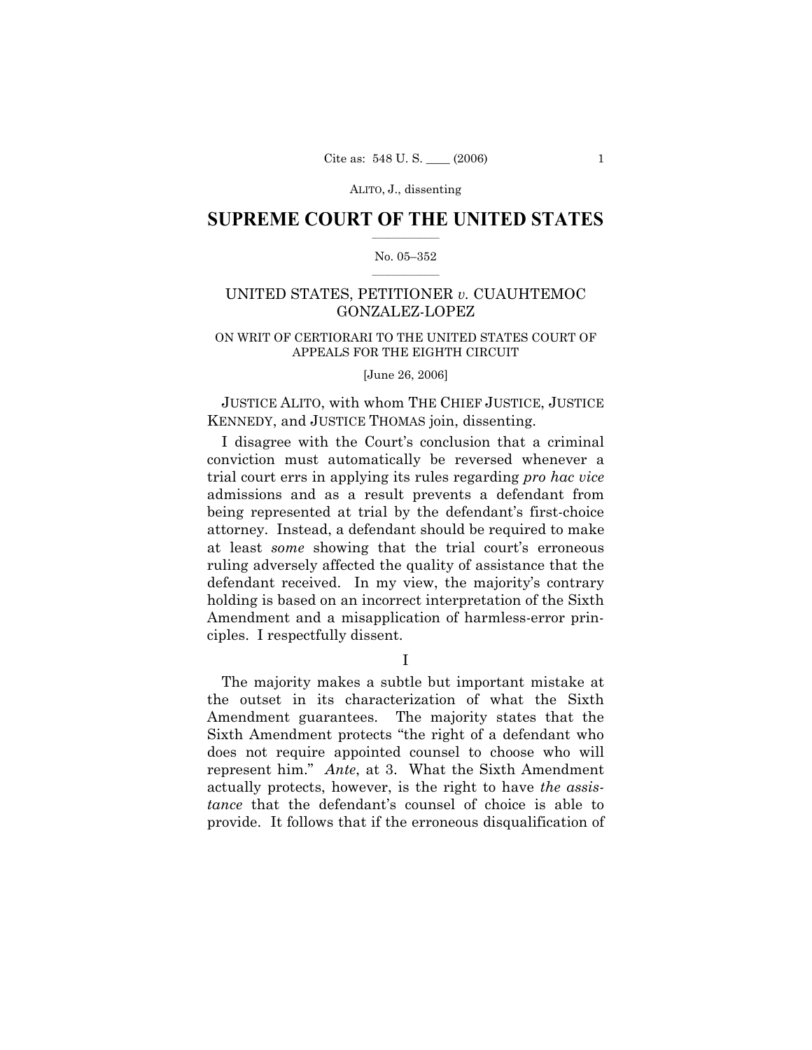# SUPREME COURT OF THE UNITED STATES

No. 05–352

UNITED STATES, PETITIONER *v.* CUAUHTEMOC GONZALEZ-LOPEZ

ON WRIT OF CERTIORARI TO THE UNITED STATES COURT OF APPEALS FOR THE EIGHTH CIRCUIT

[June 26, 2006]

JUSTICE ALITO, with whom THE CHIEF JUSTICE, JUSTICE KENNEDY, and JUSTICE THOMAS join, dissenting.

I disagree with the Court's conclusion that a criminal conviction must automatically be reversed whenever a trial court errs in applying its rules regarding *pro hac vice* admissions and as a result prevents a defendant from being represented at trial by the defendant's first-choice attorney. Instead, a defendant should be required to make at least *some* showing that the trial court's erroneous ruling adversely affected the quality of assistance that the defendant received. In my view, the majority's contrary holding is based on an incorrect interpretation of the Sixth Amendment and a misapplication of harmless-error principles. I respectfully dissent.

## I

The majority makes a subtle but important mistake at the outset in its characterization of what the Sixth Amendment guarantees. The majority states that the Sixth Amendment protects "the right of a defendant who does not require appointed counsel to choose who will represent him." *Ante*, at 3. What the Sixth Amendment actually protects, however, is the right to have *the assistance* that the defendant's counsel of choice is able to provide. It follows that if the erroneous disqualification of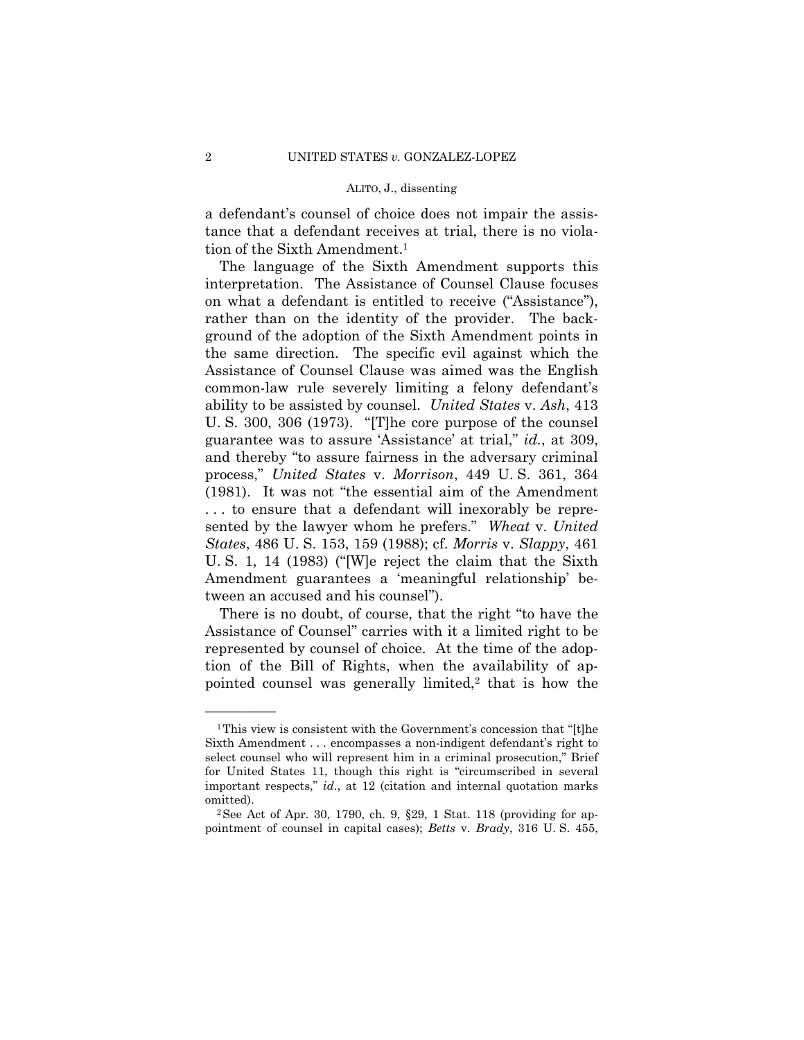a defendant's counsel of choice does not impair the assistance that a defendant receives at trial, there is no violation of the Sixth Amendment.[1]

The language of the Sixth Amendment supports this interpretation. The Assistance of Counsel Clause focuses on what a defendant is entitled to receive ("Assistance"), rather than on the identity of the provider. The background of the adoption of the Sixth Amendment points in the same direction. The specific evil against which the Assistance of Counsel Clause was aimed was the English common-law rule severely limiting a felony defendant's ability to be assisted by counsel. *United States* v. *Ash*, 413 U. S. 300, 306 (1973). "[T]he core purpose of the counsel guarantee was to assure 'Assistance' at trial," *id.*, at 309, and thereby "to assure fairness in the adversary criminal process," *United States* v. *Morrison*, 449 U. S. 361, 364 (1981). It was not "the essential aim of the Amendment . . . to ensure that a defendant will inexorably be represented by the lawyer whom he prefers." *Wheat* v. *United States*, 486 U. S. 153, 159 (1988); cf. *Morris* v. *Slappy*, 461 U. S. 1, 14 (1983) ("[W]e reject the claim that the Sixth Amendment guarantees a 'meaningful relationship' between an accused and his counsel").

There is no doubt, of course, that the right "to have the Assistance of Counsel" carries with it a limited right to be represented by counsel of choice. At the time of the adoption of the Bill of Rights, when the availability of appointed counsel was generally limited,[2] that is how the

---

[1] This view is consistent with the Government's concession that "[t]he Sixth Amendment . . . encompasses a non-indigent defendant's right to select counsel who will represent him in a criminal prosecution," Brief for United States 11, though this right is "circumscribed in several important respects," *id.*, at 12 (citation and internal quotation marks omitted).

[2] See Act of Apr. 30, 1790, ch. 9, §29, 1 Stat. 118 (providing for appointment of counsel in capital cases); *Betts* v. *Brady*, 316 U. S. 455,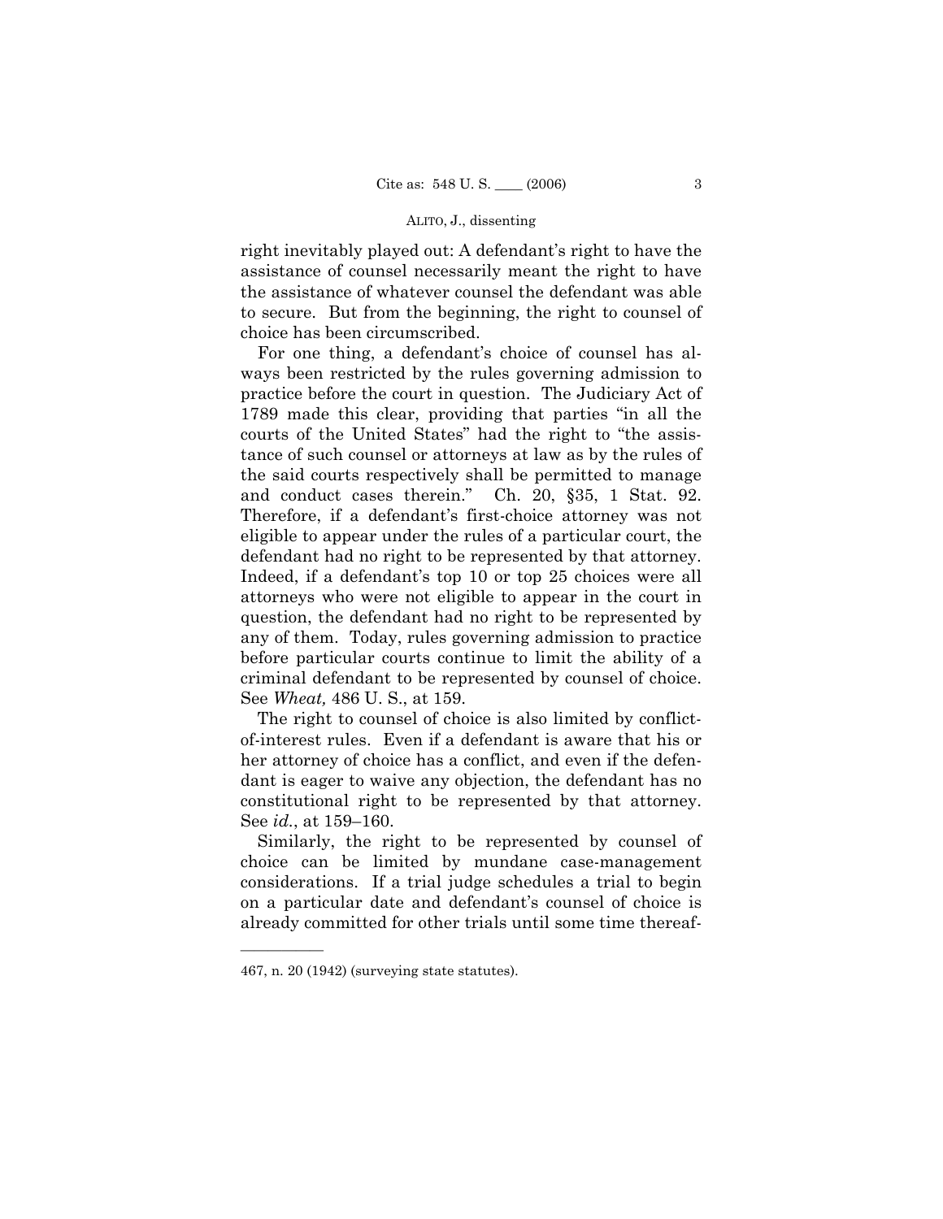right inevitably played out: A defendant's right to have the assistance of counsel necessarily meant the right to have the assistance of whatever counsel the defendant was able to secure. But from the beginning, the right to counsel of choice has been circumscribed.

For one thing, a defendant's choice of counsel has always been restricted by the rules governing admission to practice before the court in question. The Judiciary Act of 1789 made this clear, providing that parties "in all the courts of the United States" had the right to "the assistance of such counsel or attorneys at law as by the rules of the said courts respectively shall be permitted to manage and conduct cases therein." Ch. 20, §35, 1 Stat. 92. Therefore, if a defendant's first-choice attorney was not eligible to appear under the rules of a particular court, the defendant had no right to be represented by that attorney. Indeed, if a defendant's top 10 or top 25 choices were all attorneys who were not eligible to appear in the court in question, the defendant had no right to be represented by any of them. Today, rules governing admission to practice before particular courts continue to limit the ability of a criminal defendant to be represented by counsel of choice. See *Wheat,* 486 U. S., at 159.

The right to counsel of choice is also limited by conflict-of-interest rules. Even if a defendant is aware that his or her attorney of choice has a conflict, and even if the defendant is eager to waive any objection, the defendant has no constitutional right to be represented by that attorney. See *id.*, at 159–160.

Similarly, the right to be represented by counsel of choice can be limited by mundane case-management considerations. If a trial judge schedules a trial to begin on a particular date and defendant's counsel of choice is already committed for other trials until some time thereaf-

---

467, n. 20 (1942) (surveying state statutes).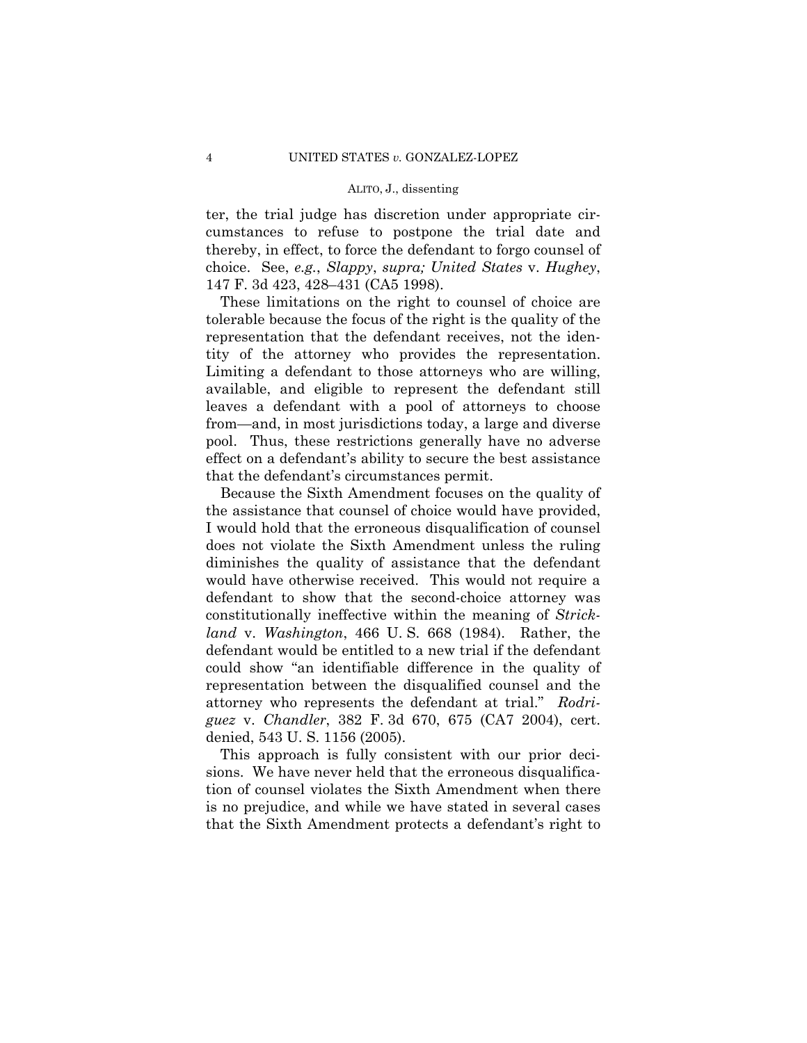ter, the trial judge has discretion under appropriate circumstances to refuse to postpone the trial date and thereby, in effect, to force the defendant to forgo counsel of choice. See, *e.g.*, *Slappy*, *supra; United States* v. *Hughey*, 147 F. 3d 423, 428–431 (CA5 1998).

These limitations on the right to counsel of choice are tolerable because the focus of the right is the quality of the representation that the defendant receives, not the identity of the attorney who provides the representation. Limiting a defendant to those attorneys who are willing, available, and eligible to represent the defendant still leaves a defendant with a pool of attorneys to choose from—and, in most jurisdictions today, a large and diverse pool. Thus, these restrictions generally have no adverse effect on a defendant's ability to secure the best assistance that the defendant's circumstances permit.

Because the Sixth Amendment focuses on the quality of the assistance that counsel of choice would have provided, I would hold that the erroneous disqualification of counsel does not violate the Sixth Amendment unless the ruling diminishes the quality of assistance that the defendant would have otherwise received. This would not require a defendant to show that the second-choice attorney was constitutionally ineffective within the meaning of *Strickland* v. *Washington*, 466 U. S. 668 (1984). Rather, the defendant would be entitled to a new trial if the defendant could show "an identifiable difference in the quality of representation between the disqualified counsel and the attorney who represents the defendant at trial." *Rodriguez* v. *Chandler*, 382 F. 3d 670, 675 (CA7 2004), cert. denied, 543 U. S. 1156 (2005).

This approach is fully consistent with our prior decisions. We have never held that the erroneous disqualification of counsel violates the Sixth Amendment when there is no prejudice, and while we have stated in several cases that the Sixth Amendment protects a defendant's right to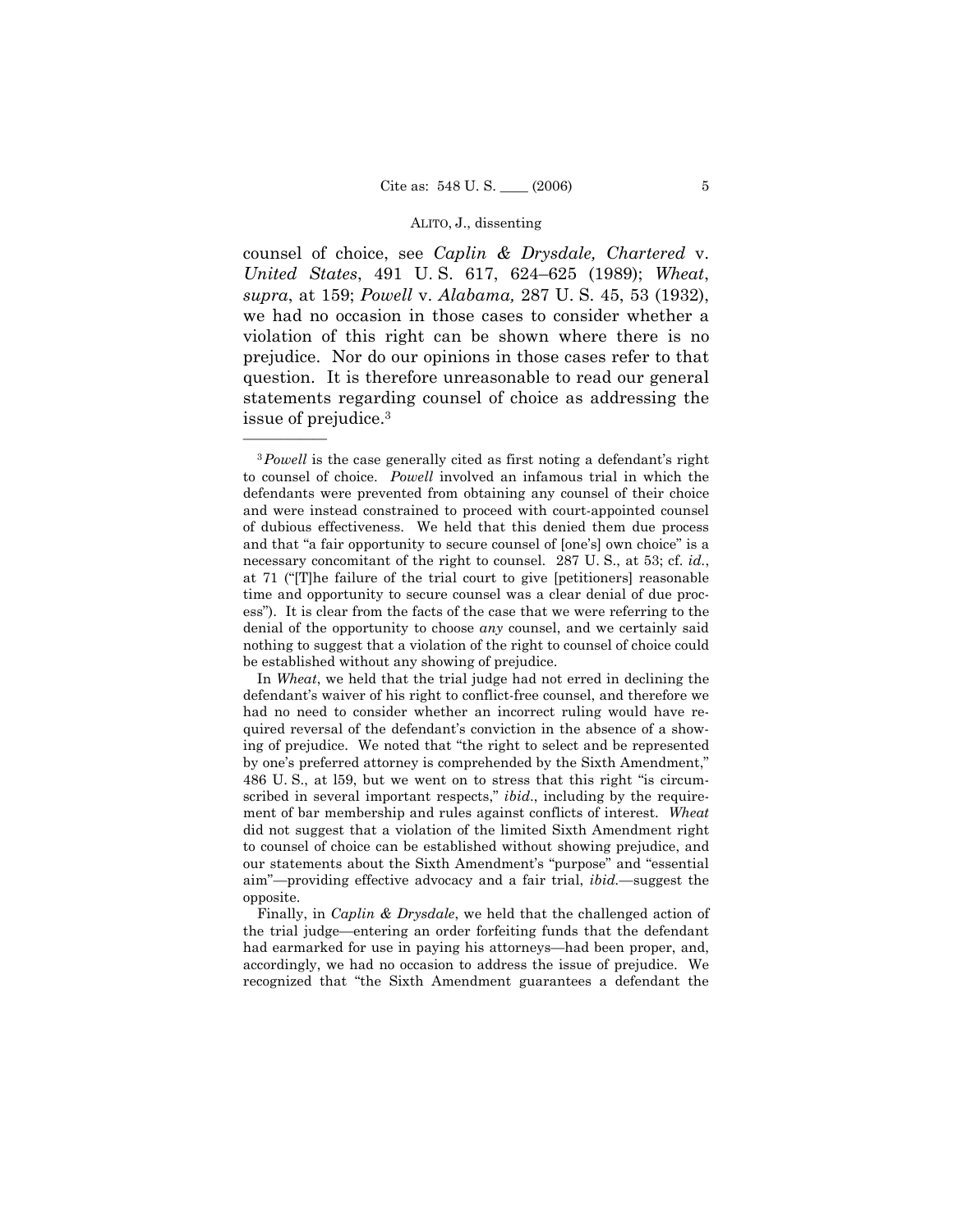counsel of choice, see *Caplin & Drysdale, Chartered* v. *United States*, 491 U. S. 617, 624–625 (1989); *Wheat*, *supra*, at 159; *Powell* v. *Alabama,* 287 U. S. 45, 53 (1932), we had no occasion in those cases to consider whether a violation of this right can be shown where there is no prejudice. Nor do our opinions in those cases refer to that question. It is therefore unreasonable to read our general statements regarding counsel of choice as addressing the issue of prejudice.[3]

---

[3] *Powell* is the case generally cited as first noting a defendant's right to counsel of choice. *Powell* involved an infamous trial in which the defendants were prevented from obtaining any counsel of their choice and were instead constrained to proceed with court-appointed counsel of dubious effectiveness. We held that this denied them due process and that "a fair opportunity to secure counsel of [one's] own choice" is a necessary concomitant of the right to counsel. 287 U. S., at 53; cf. *id.*, at 71 ("[T]he failure of the trial court to give [petitioners] reasonable time and opportunity to secure counsel was a clear denial of due process"). It is clear from the facts of the case that we were referring to the denial of the opportunity to choose *any* counsel, and we certainly said nothing to suggest that a violation of the right to counsel of choice could be established without any showing of prejudice.

In *Wheat*, we held that the trial judge had not erred in declining the defendant's waiver of his right to conflict-free counsel, and therefore we had no need to consider whether an incorrect ruling would have required reversal of the defendant's conviction in the absence of a showing of prejudice. We noted that "the right to select and be represented by one's preferred attorney is comprehended by the Sixth Amendment," 486 U. S., at l59, but we went on to stress that this right "is circumscribed in several important respects," *ibid*., including by the requirement of bar membership and rules against conflicts of interest. *Wheat* did not suggest that a violation of the limited Sixth Amendment right to counsel of choice can be established without showing prejudice, and our statements about the Sixth Amendment's "purpose" and "essential aim"—providing effective advocacy and a fair trial, *ibid.*—suggest the opposite.

Finally, in *Caplin & Drysdale*, we held that the challenged action of the trial judge—entering an order forfeiting funds that the defendant had earmarked for use in paying his attorneys—had been proper, and, accordingly, we had no occasion to address the issue of prejudice. We recognized that "the Sixth Amendment guarantees a defendant the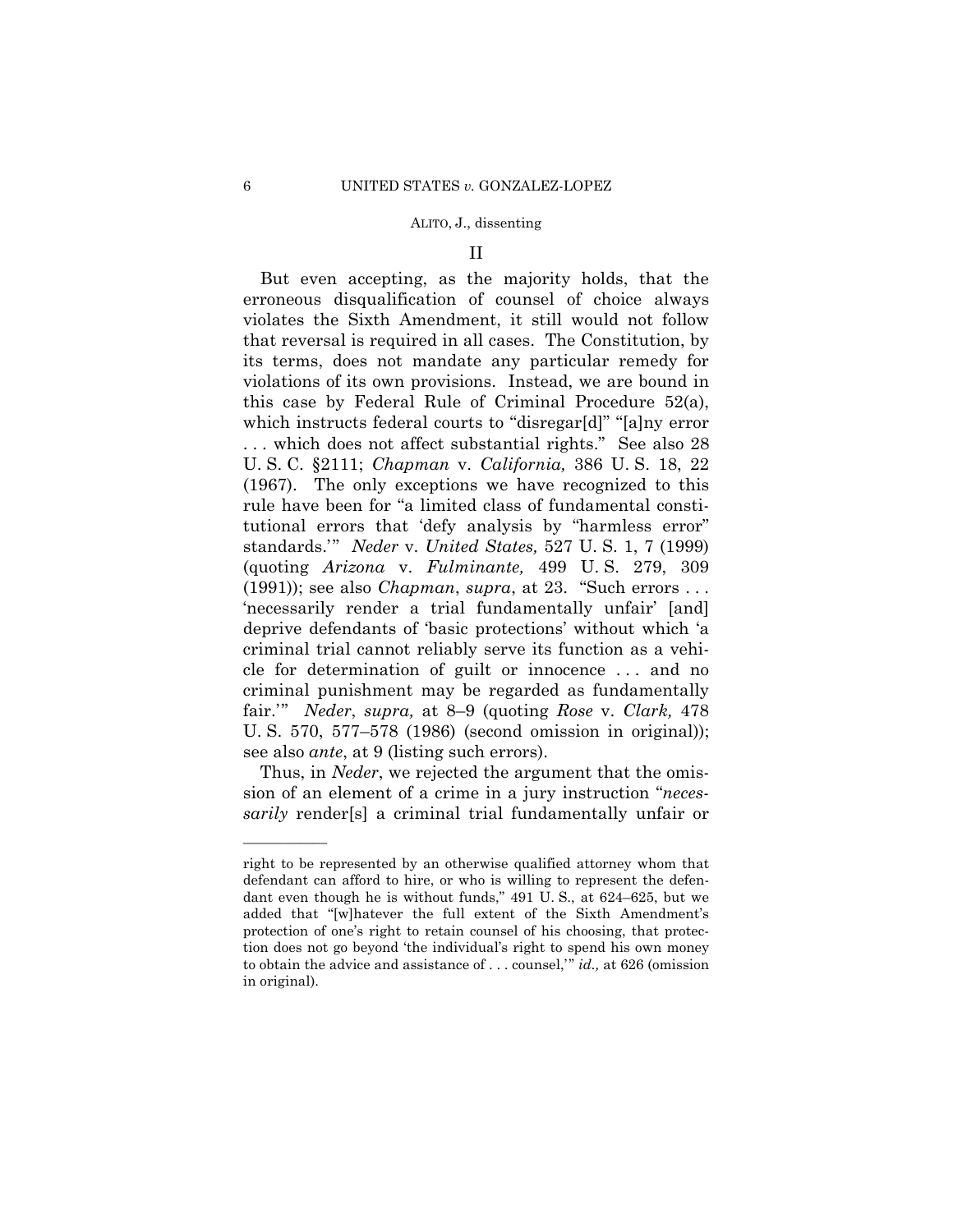## II

But even accepting, as the majority holds, that the erroneous disqualification of counsel of choice always violates the Sixth Amendment, it still would not follow that reversal is required in all cases. The Constitution, by its terms, does not mandate any particular remedy for violations of its own provisions. Instead, we are bound in this case by Federal Rule of Criminal Procedure 52(a), which instructs federal courts to "disregar[d]" "[a]ny error . . . which does not affect substantial rights." See also 28 U. S. C. §2111; *Chapman* v. *California,* 386 U. S. 18, 22 (1967). The only exceptions we have recognized to this rule have been for "a limited class of fundamental constitutional errors that 'defy analysis by "harmless error" standards.'" *Neder* v. *United States,* 527 U. S. 1, 7 (1999) (quoting *Arizona* v. *Fulminante,* 499 U. S. 279, 309 (1991)); see also *Chapman*, *supra*, at 23. "Such errors . . . 'necessarily render a trial fundamentally unfair' [and] deprive defendants of 'basic protections' without which 'a criminal trial cannot reliably serve its function as a vehicle for determination of guilt or innocence . . . and no criminal punishment may be regarded as fundamentally fair.'" *Neder*, *supra,* at 8–9 (quoting *Rose* v. *Clark,* 478 U. S. 570, 577–578 (1986) (second omission in original)); see also *ante*, at 9 (listing such errors).

Thus, in *Neder*, we rejected the argument that the omission of an element of a crime in a jury instruction "*necessarily* render[s] a criminal trial fundamentally unfair or

---

right to be represented by an otherwise qualified attorney whom that defendant can afford to hire, or who is willing to represent the defendant even though he is without funds," 491 U. S., at 624–625, but we added that "[w]hatever the full extent of the Sixth Amendment's protection of one's right to retain counsel of his choosing, that protection does not go beyond 'the individual's right to spend his own money to obtain the advice and assistance of . . . counsel,'" *id.,* at 626 (omission in original).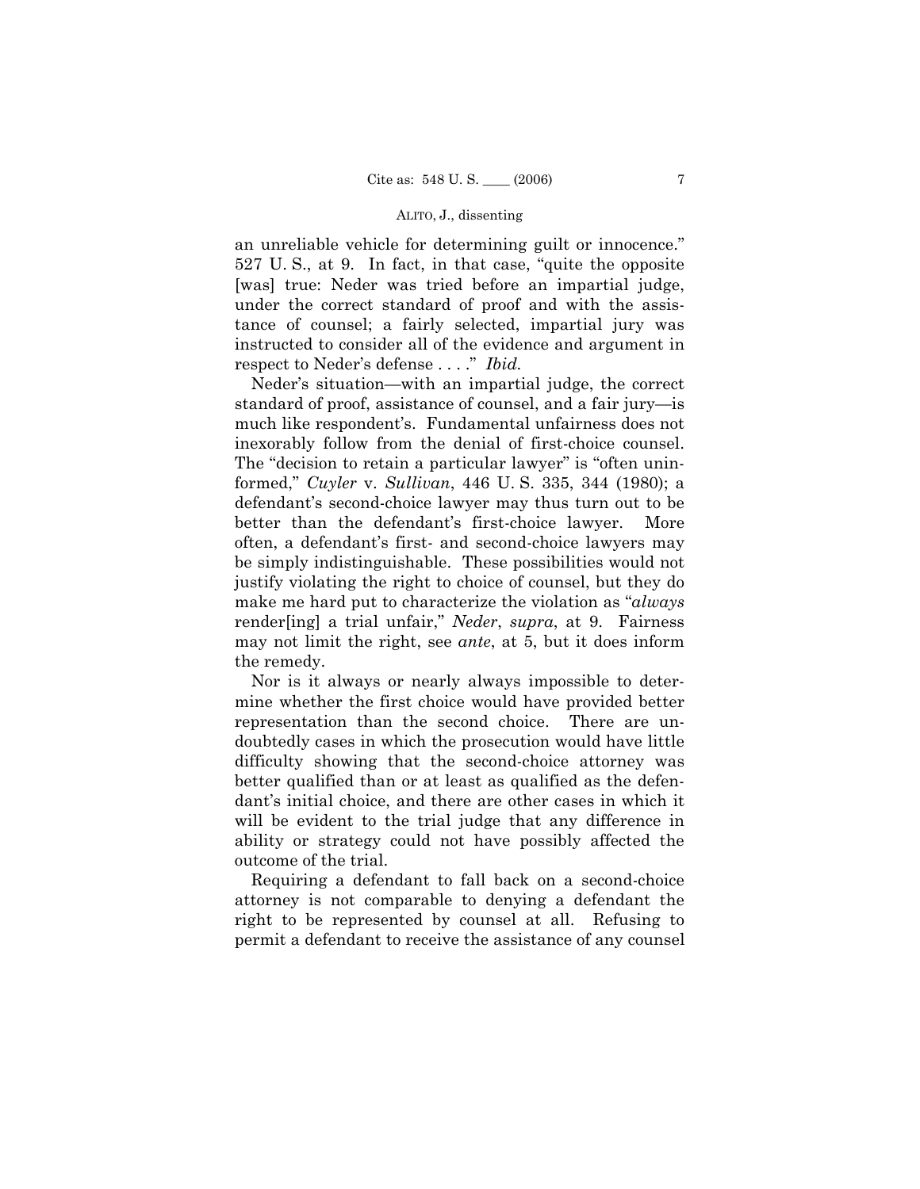an unreliable vehicle for determining guilt or innocence." 527 U. S., at 9. In fact, in that case, "quite the opposite [was] true: Neder was tried before an impartial judge, under the correct standard of proof and with the assistance of counsel; a fairly selected, impartial jury was instructed to consider all of the evidence and argument in respect to Neder's defense . . . ." *Ibid.*

Neder's situation—with an impartial judge, the correct standard of proof, assistance of counsel, and a fair jury—is much like respondent's. Fundamental unfairness does not inexorably follow from the denial of first-choice counsel. The "decision to retain a particular lawyer" is "often uninformed," *Cuyler* v. *Sullivan*, 446 U. S. 335, 344 (1980); a defendant's second-choice lawyer may thus turn out to be better than the defendant's first-choice lawyer. More often, a defendant's first- and second-choice lawyers may be simply indistinguishable. These possibilities would not justify violating the right to choice of counsel, but they do make me hard put to characterize the violation as "*always* render[ing] a trial unfair," *Neder*, *supra*, at 9. Fairness may not limit the right, see *ante*, at 5, but it does inform the remedy.

Nor is it always or nearly always impossible to determine whether the first choice would have provided better representation than the second choice. There are undoubtedly cases in which the prosecution would have little difficulty showing that the second-choice attorney was better qualified than or at least as qualified as the defendant's initial choice, and there are other cases in which it will be evident to the trial judge that any difference in ability or strategy could not have possibly affected the outcome of the trial.

Requiring a defendant to fall back on a second-choice attorney is not comparable to denying a defendant the right to be represented by counsel at all. Refusing to permit a defendant to receive the assistance of any counsel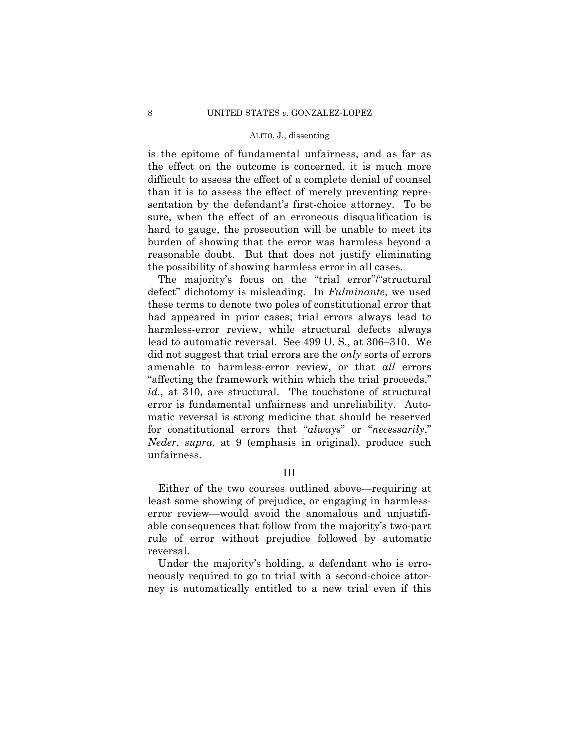is the epitome of fundamental unfairness, and as far as the effect on the outcome is concerned, it is much more difficult to assess the effect of a complete denial of counsel than it is to assess the effect of merely preventing representation by the defendant's first-choice attorney. To be sure, when the effect of an erroneous disqualification is hard to gauge, the prosecution will be unable to meet its burden of showing that the error was harmless beyond a reasonable doubt. But that does not justify eliminating the possibility of showing harmless error in all cases.

The majority's focus on the "trial error"/"structural defect" dichotomy is misleading. In *Fulminante*, we used these terms to denote two poles of constitutional error that had appeared in prior cases; trial errors always lead to harmless-error review, while structural defects always lead to automatic reversal. See 499 U. S., at 306–310. We did not suggest that trial errors are the *only* sorts of errors amenable to harmless-error review, or that *all* errors "affecting the framework within which the trial proceeds," *id.*, at 310, are structural. The touchstone of structural error is fundamental unfairness and unreliability. Automatic reversal is strong medicine that should be reserved for constitutional errors that "*always*" or "*necessarily*," *Neder*, *supra*, at 9 (emphasis in original), produce such unfairness.

## III

Either of the two courses outlined above—requiring at least some showing of prejudice, or engaging in harmless-error review—would avoid the anomalous and unjustifiable consequences that follow from the majority's two-part rule of error without prejudice followed by automatic reversal.

Under the majority's holding, a defendant who is erroneously required to go to trial with a second-choice attorney is automatically entitled to a new trial even if this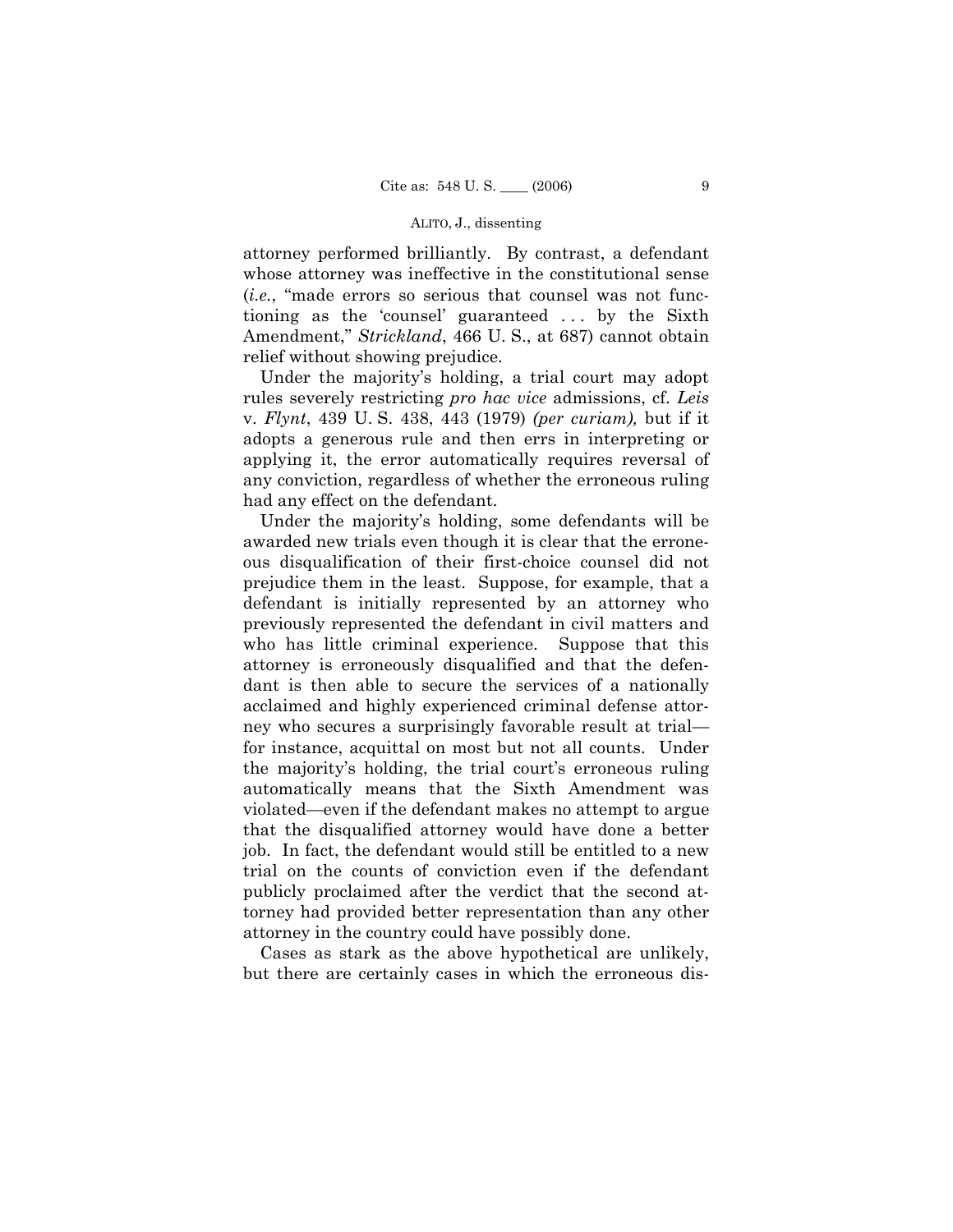attorney performed brilliantly. By contrast, a defendant whose attorney was ineffective in the constitutional sense (*i.e.*, "made errors so serious that counsel was not functioning as the 'counsel' guaranteed . . . by the Sixth Amendment," *Strickland*, 466 U. S., at 687) cannot obtain relief without showing prejudice.

Under the majority's holding, a trial court may adopt rules severely restricting *pro hac vice* admissions, cf. *Leis* v. *Flynt*, 439 U. S. 438, 443 (1979) *(per curiam),* but if it adopts a generous rule and then errs in interpreting or applying it, the error automatically requires reversal of any conviction, regardless of whether the erroneous ruling had any effect on the defendant.

Under the majority's holding, some defendants will be awarded new trials even though it is clear that the erroneous disqualification of their first-choice counsel did not prejudice them in the least. Suppose, for example, that a defendant is initially represented by an attorney who previously represented the defendant in civil matters and who has little criminal experience. Suppose that this attorney is erroneously disqualified and that the defendant is then able to secure the services of a nationally acclaimed and highly experienced criminal defense attorney who secures a surprisingly favorable result at trial—for instance, acquittal on most but not all counts. Under the majority's holding, the trial court's erroneous ruling automatically means that the Sixth Amendment was violated—even if the defendant makes no attempt to argue that the disqualified attorney would have done a better job. In fact, the defendant would still be entitled to a new trial on the counts of conviction even if the defendant publicly proclaimed after the verdict that the second attorney had provided better representation than any other attorney in the country could have possibly done.

Cases as stark as the above hypothetical are unlikely, but there are certainly cases in which the erroneous dis-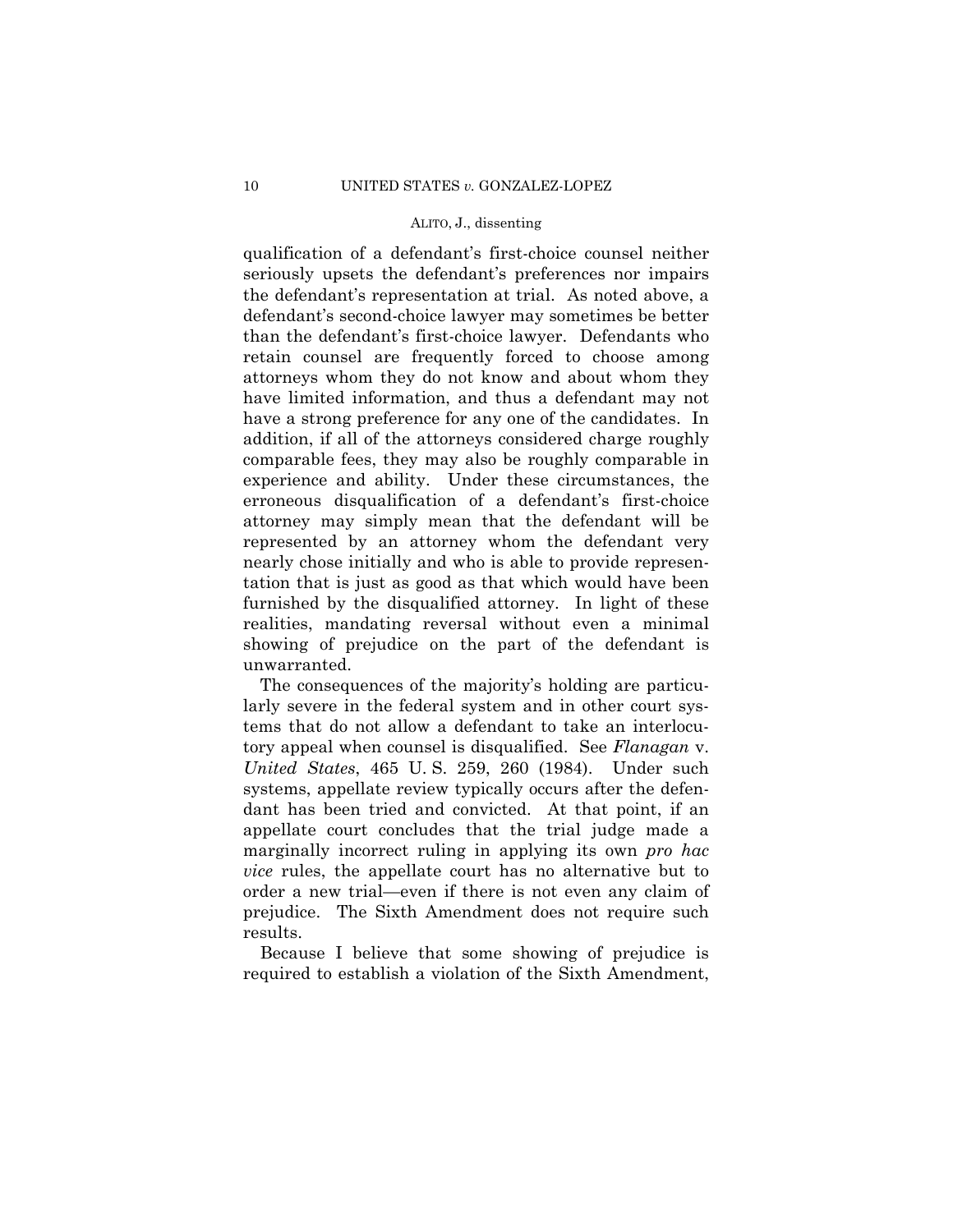qualification of a defendant's first-choice counsel neither seriously upsets the defendant's preferences nor impairs the defendant's representation at trial. As noted above, a defendant's second-choice lawyer may sometimes be better than the defendant's first-choice lawyer. Defendants who retain counsel are frequently forced to choose among attorneys whom they do not know and about whom they have limited information, and thus a defendant may not have a strong preference for any one of the candidates. In addition, if all of the attorneys considered charge roughly comparable fees, they may also be roughly comparable in experience and ability. Under these circumstances, the erroneous disqualification of a defendant's first-choice attorney may simply mean that the defendant will be represented by an attorney whom the defendant very nearly chose initially and who is able to provide representation that is just as good as that which would have been furnished by the disqualified attorney. In light of these realities, mandating reversal without even a minimal showing of prejudice on the part of the defendant is unwarranted.

The consequences of the majority's holding are particularly severe in the federal system and in other court systems that do not allow a defendant to take an interlocutory appeal when counsel is disqualified. See *Flanagan* v. *United States*, 465 U. S. 259, 260 (1984). Under such systems, appellate review typically occurs after the defendant has been tried and convicted. At that point, if an appellate court concludes that the trial judge made a marginally incorrect ruling in applying its own *pro hac vice* rules, the appellate court has no alternative but to order a new trial—even if there is not even any claim of prejudice. The Sixth Amendment does not require such results.

Because I believe that some showing of prejudice is required to establish a violation of the Sixth Amendment,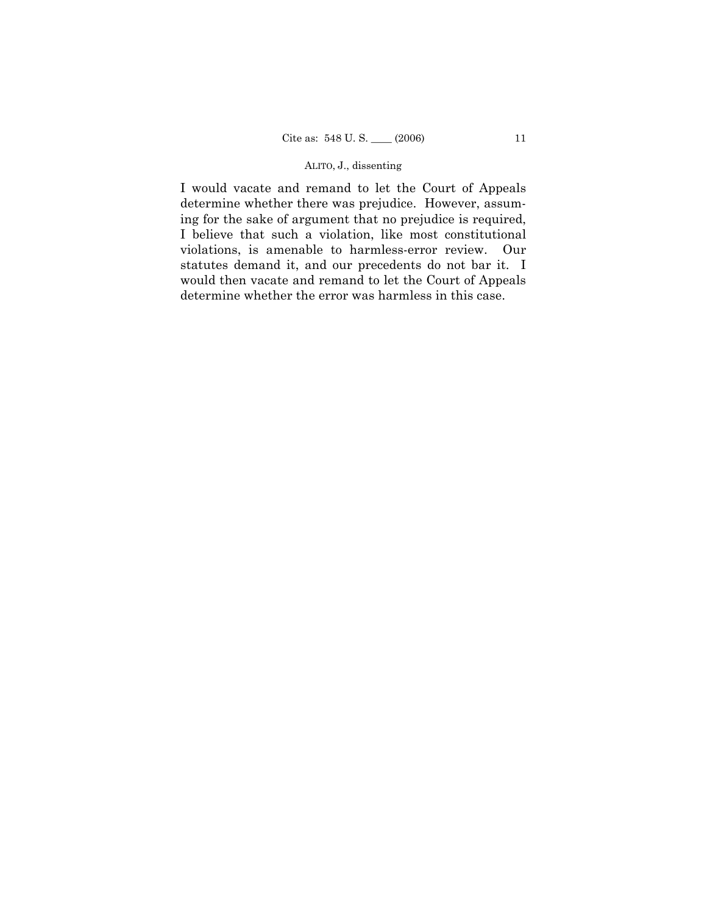I would vacate and remand to let the Court of Appeals determine whether there was prejudice. However, assuming for the sake of argument that no prejudice is required, I believe that such a violation, like most constitutional violations, is amenable to harmless-error review. Our statutes demand it, and our precedents do not bar it. I would then vacate and remand to let the Court of Appeals determine whether the error was harmless in this case.